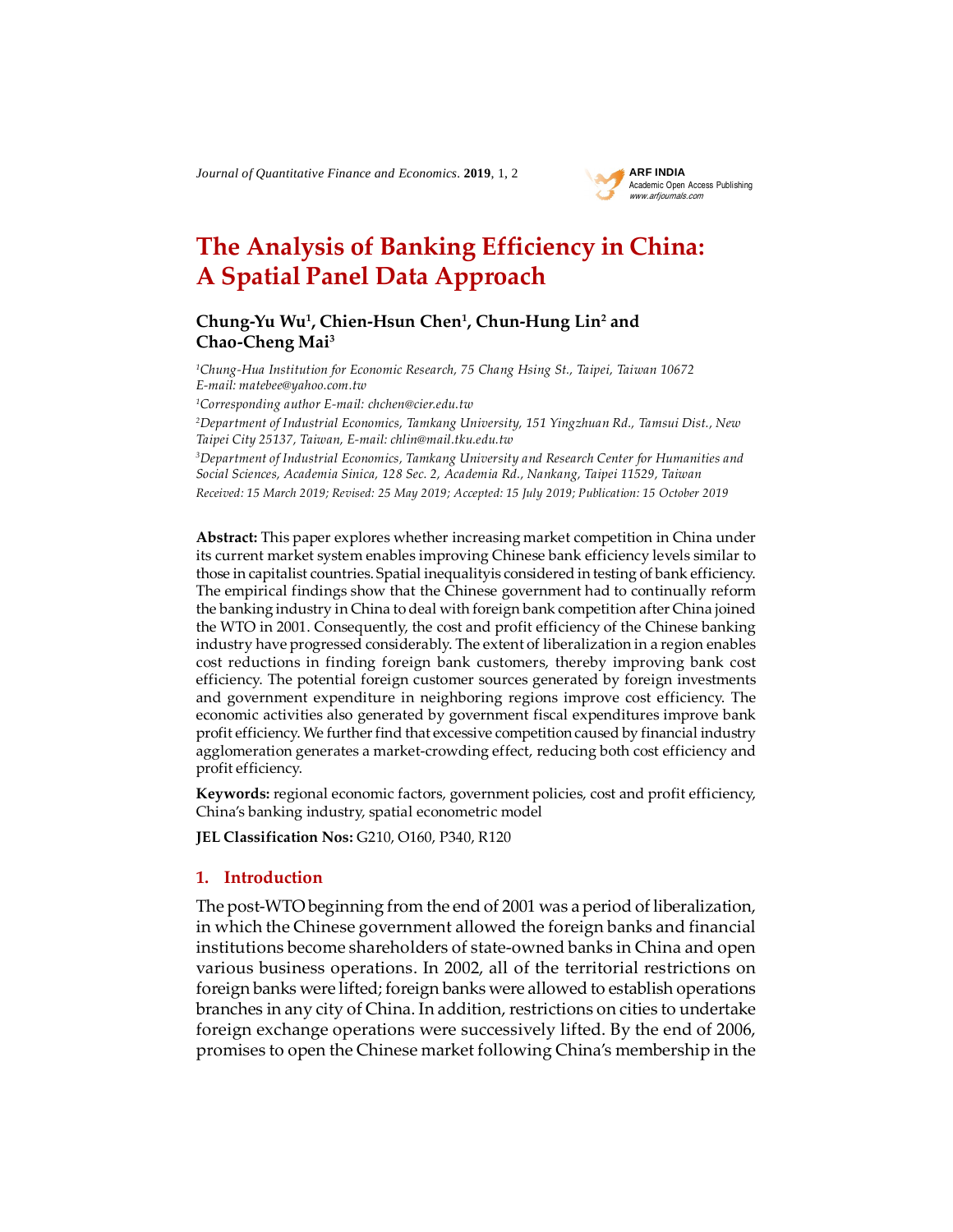# The Analysis of Banking Efficiency in China: A Spatial Panel Data Approach

**Chung-Yu Wu[1], Chien-Hsun Chen[1], Chun-Hung Lin[2] and Chao-Cheng Mai[3]**

*[1]Chung-Hua Institution for Economic Research, 75 Chang Hsing St., Taipei, Taiwan 10672 E-mail: matebee@yahoo.com.tw*

*[1]Corresponding author E-mail: chchen@cier.edu.tw*

*[2]Department of Industrial Economics, Tamkang University, 151 Yingzhuan Rd., Tamsui Dist., New Taipei City 25137, Taiwan, E-mail: chlin@mail.tku.edu.tw*

*[3]Department of Industrial Economics, Tamkang University and Research Center for Humanities and Social Sciences, Academia Sinica, 128 Sec. 2, Academia Rd., Nankang, Taipei 11529, Taiwan*

*Received: 15 March 2019; Revised: 25 May 2019; Accepted: 15 July 2019; Publication: 15 October 2019*

**Abstract:** This paper explores whether increasing market competition in China under its current market system enables improving Chinese bank efficiency levels similar to those in capitalist countries. Spatial inequalityis considered in testing of bank efficiency. The empirical findings show that the Chinese government had to continually reform the banking industry in China to deal with foreign bank competition after China joined the WTO in 2001. Consequently, the cost and profit efficiency of the Chinese banking industry have progressed considerably. The extent of liberalization in a region enables cost reductions in finding foreign bank customers, thereby improving bank cost efficiency. The potential foreign customer sources generated by foreign investments and government expenditure in neighboring regions improve cost efficiency. The economic activities also generated by government fiscal expenditures improve bank profit efficiency. We further find that excessive competition caused by financial industry agglomeration generates a market-crowding effect, reducing both cost efficiency and profit efficiency.

**Keywords:** regional economic factors, government policies, cost and profit efficiency, China's banking industry, spatial econometric model

**JEL Classification Nos:** G210, O160, P340, R120

## 1. Introduction

The post-WTO beginning from the end of 2001 was a period of liberalization, in which the Chinese government allowed the foreign banks and financial institutions become shareholders of state-owned banks in China and open various business operations. In 2002, all of the territorial restrictions on foreign banks were lifted; foreign banks were allowed to establish operations branches in any city of China. In addition, restrictions on cities to undertake foreign exchange operations were successively lifted. By the end of 2006, promises to open the Chinese market following China's membership in the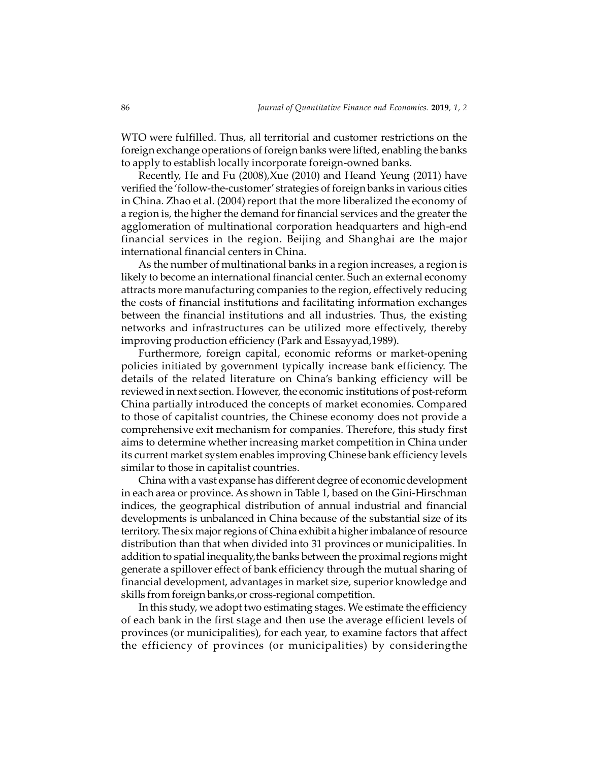WTO were fulfilled. Thus, all territorial and customer restrictions on the foreign exchange operations of foreign banks were lifted, enabling the banks to apply to establish locally incorporate foreign-owned banks.

Recently, He and Fu (2008),Xue (2010) and Heand Yeung (2011) have verified the 'follow-the-customer' strategies of foreign banks in various cities in China. Zhao et al. (2004) report that the more liberalized the economy of a region is, the higher the demand for financial services and the greater the agglomeration of multinational corporation headquarters and high-end financial services in the region. Beijing and Shanghai are the major international financial centers in China.

As the number of multinational banks in a region increases, a region is likely to become an international financial center. Such an external economy attracts more manufacturing companies to the region, effectively reducing the costs of financial institutions and facilitating information exchanges between the financial institutions and all industries. Thus, the existing networks and infrastructures can be utilized more effectively, thereby improving production efficiency (Park and Essayyad,1989).

Furthermore, foreign capital, economic reforms or market-opening policies initiated by government typically increase bank efficiency. The details of the related literature on China's banking efficiency will be reviewed in next section. However, the economic institutions of post-reform China partially introduced the concepts of market economies. Compared to those of capitalist countries, the Chinese economy does not provide a comprehensive exit mechanism for companies. Therefore, this study first aims to determine whether increasing market competition in China under its current market system enables improving Chinese bank efficiency levels similar to those in capitalist countries.

China with a vast expanse has different degree of economic development in each area or province. As shown in Table 1, based on the Gini-Hirschman indices, the geographical distribution of annual industrial and financial developments is unbalanced in China because of the substantial size of its territory. The six major regions of China exhibit a higher imbalance of resource distribution than that when divided into 31 provinces or municipalities. In addition to spatial inequality,the banks between the proximal regions might generate a spillover effect of bank efficiency through the mutual sharing of financial development, advantages in market size, superior knowledge and skills from foreign banks,or cross-regional competition.

In this study, we adopt two estimating stages. We estimate the efficiency of each bank in the first stage and then use the average efficient levels of provinces (or municipalities), for each year, to examine factors that affect the efficiency of provinces (or municipalities) by consideringthe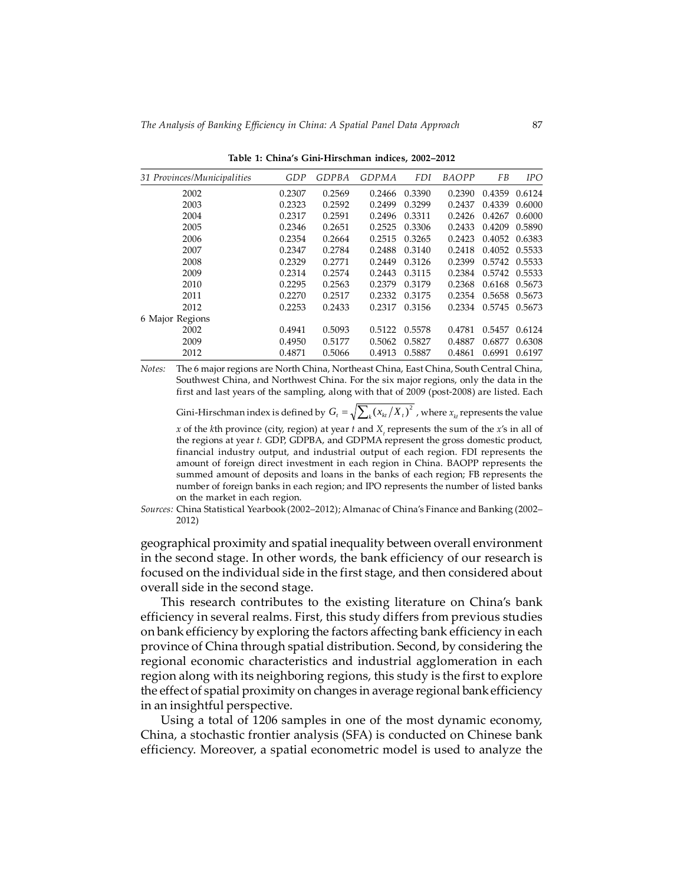**Table 1: China's Gini-Hirschman indices, 2002–2012**

| *31 Provinces/Municipalities* | *GDP* | *GDPBA* | *GDPMA* | *FDI* | *BAOPP* | *FB* | *IPO* |
|---|---|---|---|---|---|---|---|
| 2002 | 0.2307 | 0.2569 | 0.2466 | 0.3390 | 0.2390 | 0.4359 | 0.6124 |
| 2003 | 0.2323 | 0.2592 | 0.2499 | 0.3299 | 0.2437 | 0.4339 | 0.6000 |
| 2004 | 0.2317 | 0.2591 | 0.2496 | 0.3311 | 0.2426 | 0.4267 | 0.6000 |
| 2005 | 0.2346 | 0.2651 | 0.2525 | 0.3306 | 0.2433 | 0.4209 | 0.5890 |
| 2006 | 0.2354 | 0.2664 | 0.2515 | 0.3265 | 0.2423 | 0.4052 | 0.6383 |
| 2007 | 0.2347 | 0.2784 | 0.2488 | 0.3140 | 0.2418 | 0.4052 | 0.5533 |
| 2008 | 0.2329 | 0.2771 | 0.2449 | 0.3126 | 0.2399 | 0.5742 | 0.5533 |
| 2009 | 0.2314 | 0.2574 | 0.2443 | 0.3115 | 0.2384 | 0.5742 | 0.5533 |
| 2010 | 0.2295 | 0.2563 | 0.2379 | 0.3179 | 0.2368 | 0.6168 | 0.5673 |
| 2011 | 0.2270 | 0.2517 | 0.2332 | 0.3175 | 0.2354 | 0.5658 | 0.5673 |
| 2012 | 0.2253 | 0.2433 | 0.2317 | 0.3156 | 0.2334 | 0.5745 | 0.5673 |
| 6 Major Regions | | | | | | | |
| 2002 | 0.4941 | 0.5093 | 0.5122 | 0.5578 | 0.4781 | 0.5457 | 0.6124 |
| 2009 | 0.4950 | 0.5177 | 0.5062 | 0.5827 | 0.4887 | 0.6877 | 0.6308 |
| 2012 | 0.4871 | 0.5066 | 0.4913 | 0.5887 | 0.4861 | 0.6991 | 0.6197 |

*Notes:* The 6 major regions are North China, Northeast China, East China, South Central China, Southwest China, and Northwest China. For the six major regions, only the data in the first and last years of the sampling, along with that of 2009 (post-2008) are listed. Each Gini-Hirschman index is defined by $G_t = \sqrt{\sum_k (x_{kt}/X_t)^2}$, where $x_{kt}$ represents the value $x$ of the $k$th province (city, region) at year $t$ and $X_t$ represents the sum of the $x$'s in all of the regions at year $t$. GDP, GDPBA, and GDPMA represent the gross domestic product, financial industry output, and industrial output of each region. FDI represents the amount of foreign direct investment in each region in China. BAOPP represents the summed amount of deposits and loans in the banks of each region; FB represents the number of foreign banks in each region; and IPO represents the number of listed banks on the market in each region.

*Sources:* China Statistical Yearbook (2002–2012); Almanac of China's Finance and Banking (2002–2012)

geographical proximity and spatial inequality between overall environment in the second stage. In other words, the bank efficiency of our research is focused on the individual side in the first stage, and then considered about overall side in the second stage.

This research contributes to the existing literature on China's bank efficiency in several realms. First, this study differs from previous studies on bank efficiency by exploring the factors affecting bank efficiency in each province of China through spatial distribution. Second, by considering the regional economic characteristics and industrial agglomeration in each region along with its neighboring regions, this study is the first to explore the effect of spatial proximity on changes in average regional bank efficiency in an insightful perspective.

Using a total of 1206 samples in one of the most dynamic economy, China, a stochastic frontier analysis (SFA) is conducted on Chinese bank efficiency. Moreover, a spatial econometric model is used to analyze the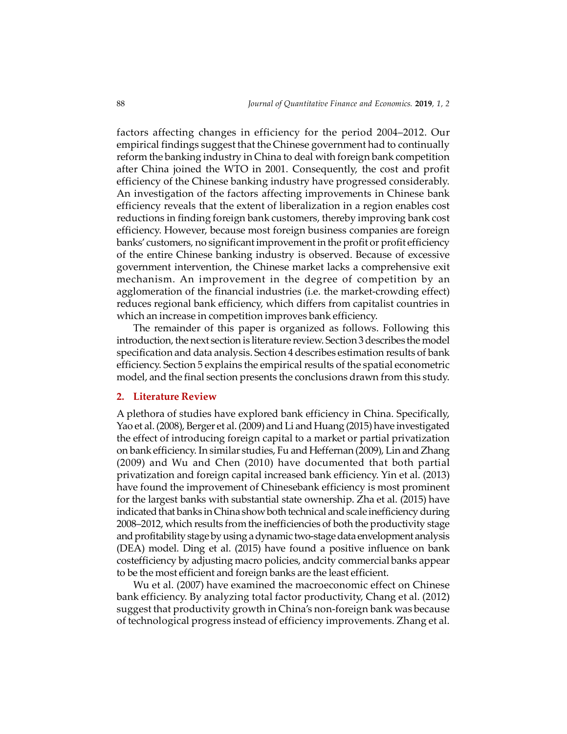factors affecting changes in efficiency for the period 2004–2012. Our empirical findings suggest that the Chinese government had to continually reform the banking industry in China to deal with foreign bank competition after China joined the WTO in 2001. Consequently, the cost and profit efficiency of the Chinese banking industry have progressed considerably. An investigation of the factors affecting improvements in Chinese bank efficiency reveals that the extent of liberalization in a region enables cost reductions in finding foreign bank customers, thereby improving bank cost efficiency. However, because most foreign business companies are foreign banks' customers, no significant improvement in the profit or profit efficiency of the entire Chinese banking industry is observed. Because of excessive government intervention, the Chinese market lacks a comprehensive exit mechanism. An improvement in the degree of competition by an agglomeration of the financial industries (i.e. the market-crowding effect) reduces regional bank efficiency, which differs from capitalist countries in which an increase in competition improves bank efficiency.

The remainder of this paper is organized as follows. Following this introduction, the next section is literature review. Section 3 describes the model specification and data analysis. Section 4 describes estimation results of bank efficiency. Section 5 explains the empirical results of the spatial econometric model, and the final section presents the conclusions drawn from this study.

## 2. Literature Review

A plethora of studies have explored bank efficiency in China. Specifically, Yao et al. (2008), Berger et al. (2009) and Li and Huang (2015) have investigated the effect of introducing foreign capital to a market or partial privatization on bank efficiency. In similar studies, Fu and Heffernan (2009), Lin and Zhang (2009) and Wu and Chen (2010) have documented that both partial privatization and foreign capital increased bank efficiency. Yin et al. (2013) have found the improvement of Chinesebank efficiency is most prominent for the largest banks with substantial state ownership. Zha et al. (2015) have indicated that banks in China show both technical and scale inefficiency during 2008–2012, which results from the inefficiencies of both the productivity stage and profitability stage by using a dynamic two-stage data envelopment analysis (DEA) model. Ding et al. (2015) have found a positive influence on bank costefficiency by adjusting macro policies, andcity commercial banks appear to be the most efficient and foreign banks are the least efficient.

Wu et al. (2007) have examined the macroeconomic effect on Chinese bank efficiency. By analyzing total factor productivity, Chang et al. (2012) suggest that productivity growth in China's non-foreign bank was because of technological progress instead of efficiency improvements. Zhang et al.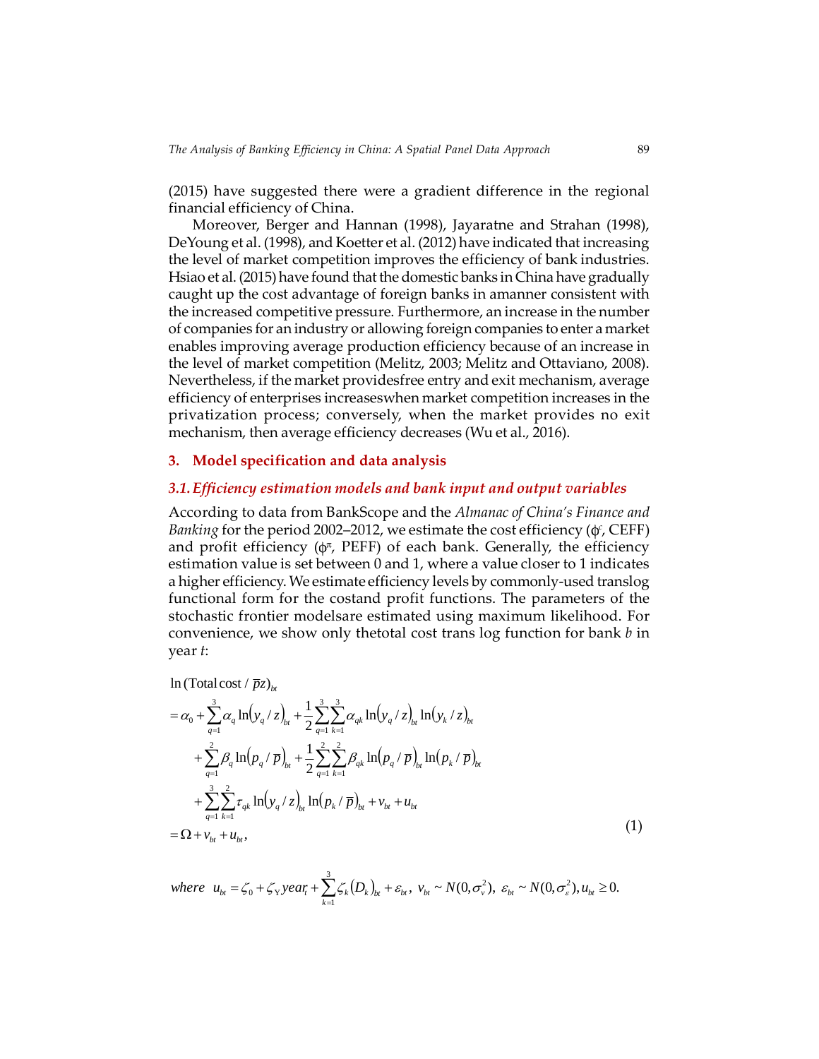(2015) have suggested there were a gradient difference in the regional financial efficiency of China.

Moreover, Berger and Hannan (1998), Jayaratne and Strahan (1998), DeYoung et al. (1998), and Koetter et al. (2012) have indicated that increasing the level of market competition improves the efficiency of bank industries. Hsiao et al. (2015) have found that the domestic banks in China have gradually caught up the cost advantage of foreign banks in amanner consistent with the increased competitive pressure. Furthermore, an increase in the number of companies for an industry or allowing foreign companies to enter a market enables improving average production efficiency because of an increase in the level of market competition (Melitz, 2003; Melitz and Ottaviano, 2008). Nevertheless, if the market providesfree entry and exit mechanism, average efficiency of enterprises increaseswhen market competition increases in the privatization process; conversely, when the market provides no exit mechanism, then average efficiency decreases (Wu et al., 2016).

## 3. Model specification and data analysis

### *3.1. Efficiency estimation models and bank input and output variables*

According to data from BankScope and the *Almanac of China's Finance and Banking* for the period 2002–2012, we estimate the cost efficiency ($\phi^c$, CEFF) and profit efficiency ($\phi^\pi$, PEFF) of each bank. Generally, the efficiency estimation value is set between 0 and 1, where a value closer to 1 indicates a higher efficiency. We estimate efficiency levels by commonly-used translog functional form for the costand profit functions. The parameters of the stochastic frontier modelsare estimated using maximum likelihood. For convenience, we show only thetotal cost trans log function for bank $b$ in year $t$:

$$
\begin{aligned}
&\ln(\text{Total cost}/\bar{p}z)_{bt} \\
&= \alpha_0 + \sum_{q=1}^{3}\alpha_q \ln\left(y_q/z\right)_{bt} + \frac{1}{2}\sum_{q=1}^{3}\sum_{k=1}^{3}\alpha_{qk}\ln\left(y_q/z\right)_{bt}\ln\left(y_k/z\right)_{bt} \\
&\quad + \sum_{q=1}^{2}\beta_q \ln\left(p_q/\bar{p}\right)_{bt} + \frac{1}{2}\sum_{q=1}^{2}\sum_{k=1}^{2}\beta_{qk}\ln\left(p_q/\bar{p}\right)_{bt}\ln\left(p_k/\bar{p}\right)_{bt} \\
&\quad + \sum_{q=1}^{3}\sum_{k=1}^{2}\tau_{qk}\ln\left(y_q/z\right)_{bt}\ln\left(p_k/\bar{p}\right)_{bt} + v_{bt} + u_{bt} \\
&= \Omega + v_{bt} + u_{bt},
\end{aligned}
\tag{1}
$$

$$
\textit{where}\ \ u_{bt} = \zeta_0 + \zeta_Y year_t + \sum_{k=1}^{3}\zeta_k\left(D_k\right)_{bt} + \varepsilon_{bt},\ v_{bt} \sim N(0,\sigma_v^2),\ \varepsilon_{bt} \sim N(0,\sigma_\varepsilon^2), u_{bt} \geq 0.
$$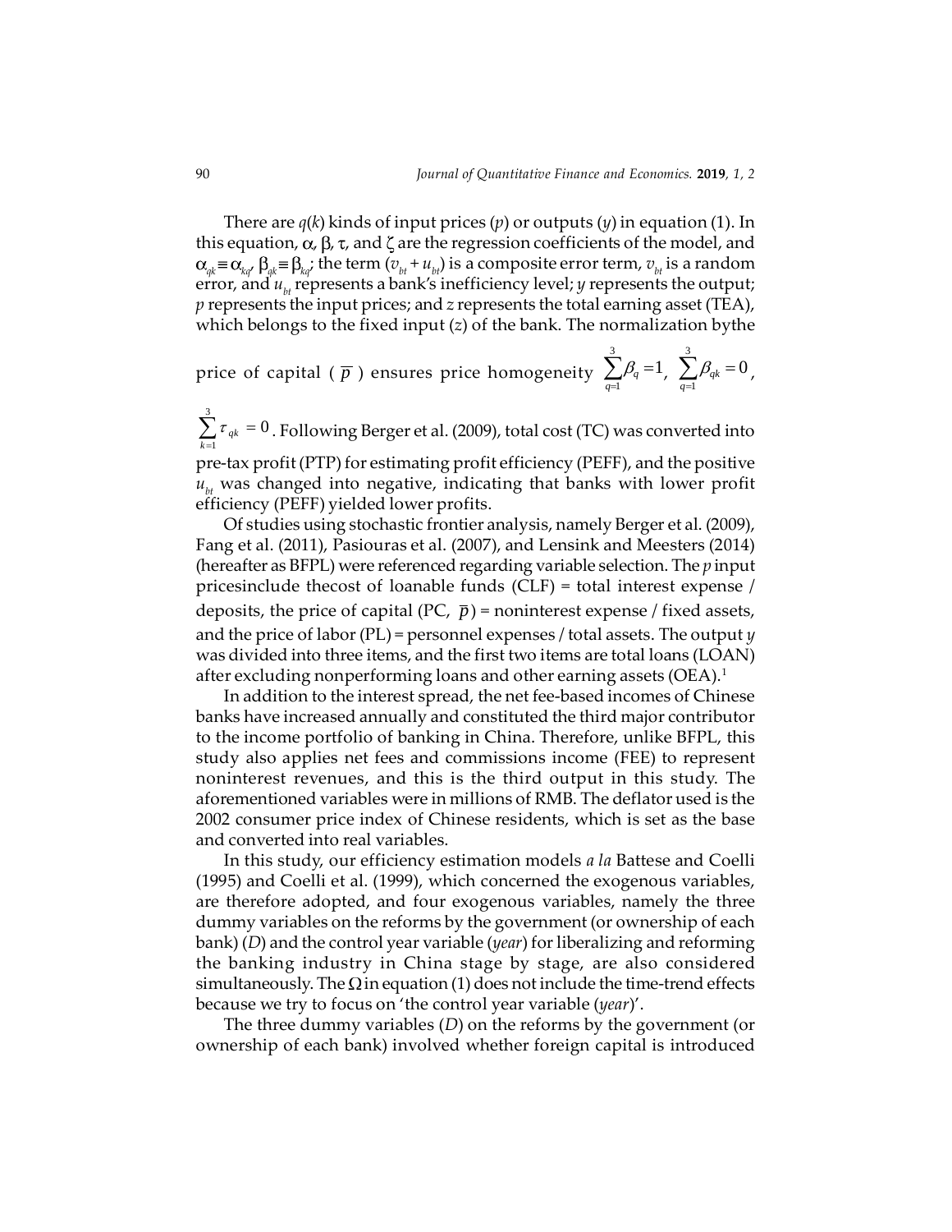There are $q(k)$ kinds of input prices ($p$) or outputs ($y$) in equation (1). In this equation, $\alpha$, $\beta$, $\tau$, and $\zeta$ are the regression coefficients of the model, and $\alpha_{qk} \equiv \alpha_{kq}$, $\beta_{qk} \equiv \beta_{kq}$; the term $(v_{bt} + u_{bt})$ is a composite error term, $v_{bt}$ is a random error, and $u_{bt}$ represents a bank's inefficiency level; $y$ represents the output; $p$ represents the input prices; and $z$ represents the total earning asset (TEA), which belongs to the fixed input ($z$) of the bank. The normalization bythe price of capital ($\overline{p}$) ensures price homogeneity $\sum_{q=1}^{3} \beta_q = 1$, $\sum_{q=1}^{3} \beta_{qk} = 0$, $\sum_{k=1}^{3} \tau_{qk} = 0$. Following Berger et al. (2009), total cost (TC) was converted into pre-tax profit (PTP) for estimating profit efficiency (PEFF), and the positive $u_{bt}$ was changed into negative, indicating that banks with lower profit efficiency (PEFF) yielded lower profits.

Of studies using stochastic frontier analysis, namely Berger et al. (2009), Fang et al. (2011), Pasiouras et al. (2007), and Lensink and Meesters (2014) (hereafter as BFPL) were referenced regarding variable selection. The $p$ input pricesinclude thecost of loanable funds (CLF) = total interest expense / deposits, the price of capital (PC, $\overline{p}$) = noninterest expense / fixed assets, and the price of labor (PL) = personnel expenses / total assets. The output $y$ was divided into three items, and the first two items are total loans (LOAN) after excluding nonperforming loans and other earning assets (OEA).[1]

In addition to the interest spread, the net fee-based incomes of Chinese banks have increased annually and constituted the third major contributor to the income portfolio of banking in China. Therefore, unlike BFPL, this study also applies net fees and commissions income (FEE) to represent noninterest revenues, and this is the third output in this study. The aforementioned variables were in millions of RMB. The deflator used is the 2002 consumer price index of Chinese residents, which is set as the base and converted into real variables.

In this study, our efficiency estimation models *a la* Battese and Coelli (1995) and Coelli et al. (1999), which concerned the exogenous variables, are therefore adopted, and four exogenous variables, namely the three dummy variables on the reforms by the government (or ownership of each bank) ($D$) and the control year variable (*year*) for liberalizing and reforming the banking industry in China stage by stage, are also considered simultaneously. The $\Omega$ in equation (1) does not include the time-trend effects because we try to focus on 'the control year variable (*year*)'.

The three dummy variables ($D$) on the reforms by the government (or ownership of each bank) involved whether foreign capital is introduced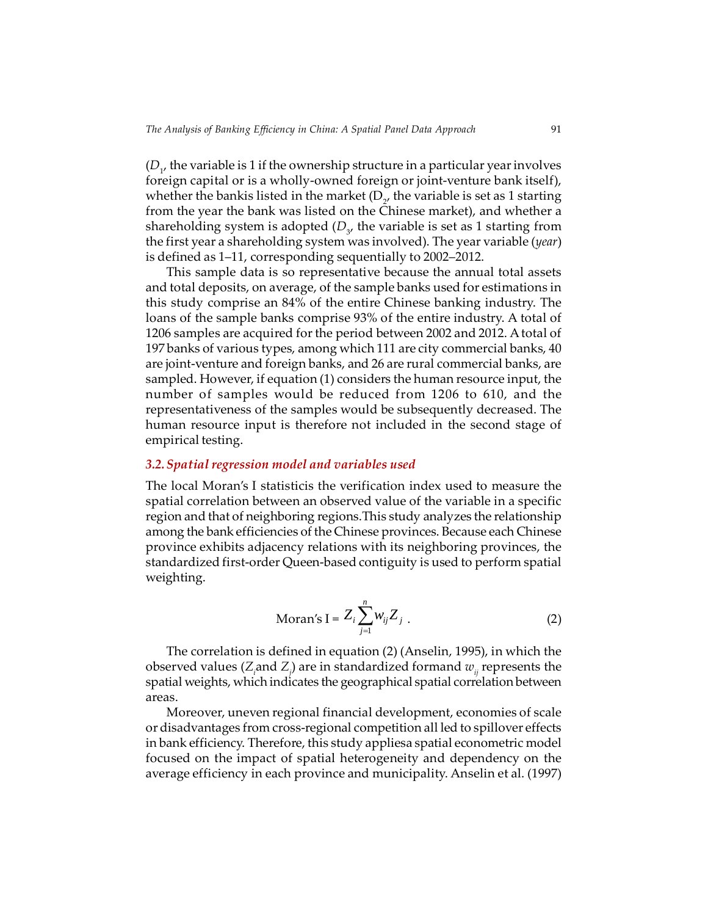($D_1$, the variable is 1 if the ownership structure in a particular year involves foreign capital or is a wholly-owned foreign or joint-venture bank itself), whether the bankis listed in the market ($D_2$, the variable is set as 1 starting from the year the bank was listed on the Chinese market), and whether a shareholding system is adopted ($D_3$, the variable is set as 1 starting from the first year a shareholding system was involved). The year variable (*year*) is defined as 1–11, corresponding sequentially to 2002–2012.

This sample data is so representative because the annual total assets and total deposits, on average, of the sample banks used for estimations in this study comprise an 84% of the entire Chinese banking industry. The loans of the sample banks comprise 93% of the entire industry. A total of 1206 samples are acquired for the period between 2002 and 2012. A total of 197 banks of various types, among which 111 are city commercial banks, 40 are joint-venture and foreign banks, and 26 are rural commercial banks, are sampled. However, if equation (1) considers the human resource input, the number of samples would be reduced from 1206 to 610, and the representativeness of the samples would be subsequently decreased. The human resource input is therefore not included in the second stage of empirical testing.

### 3.2. Spatial regression model and variables used

The local Moran's I statisticis the verification index used to measure the spatial correlation between an observed value of the variable in a specific region and that of neighboring regions.This study analyzes the relationship among the bank efficiencies of the Chinese provinces. Because each Chinese province exhibits adjacency relations with its neighboring provinces, the standardized first-order Queen-based contiguity is used to perform spatial weighting.

$$\text{Moran's I} = Z_i \sum_{j=1}^{n} w_{ij} Z_j \ . \tag{2}$$

The correlation is defined in equation (2) (Anselin, 1995), in which the observed values ($Z_i$and $Z_j$) are in standardized formand $w_{ij}$ represents the spatial weights, which indicates the geographical spatial correlation between areas.

Moreover, uneven regional financial development, economies of scale or disadvantages from cross-regional competition all led to spillover effects in bank efficiency. Therefore, this study appliesa spatial econometric model focused on the impact of spatial heterogeneity and dependency on the average efficiency in each province and municipality. Anselin et al. (1997)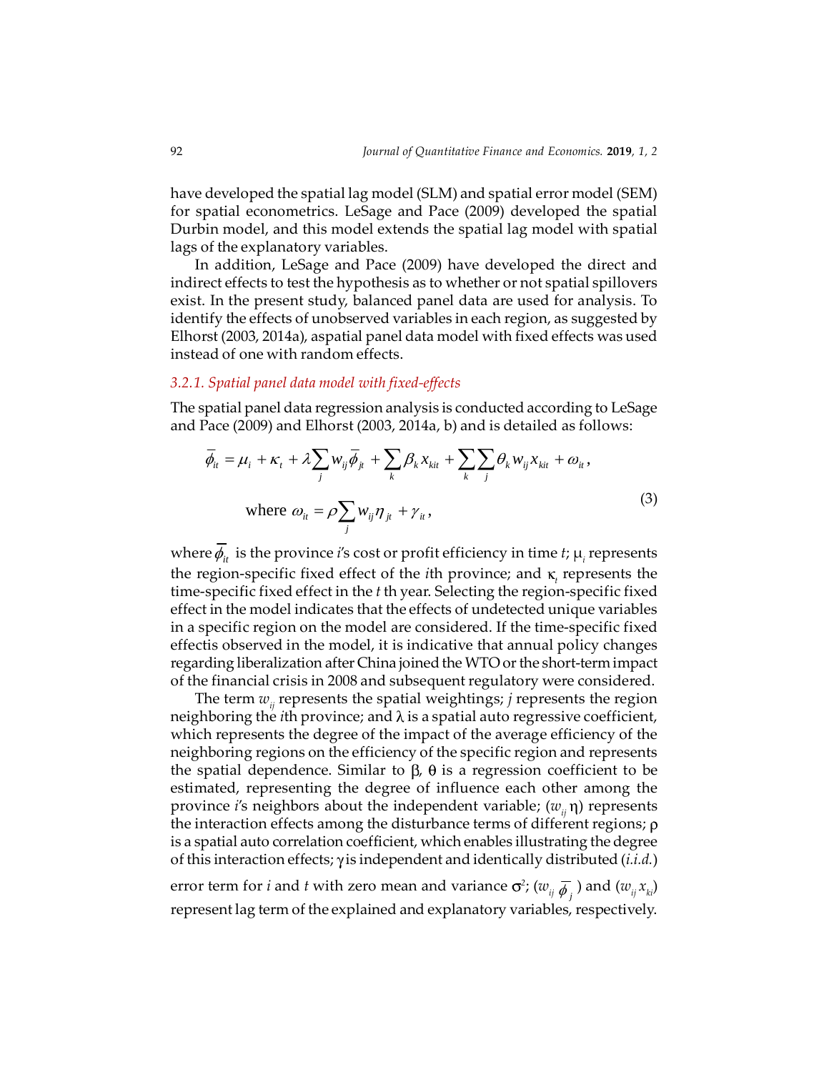have developed the spatial lag model (SLM) and spatial error model (SEM) for spatial econometrics. LeSage and Pace (2009) developed the spatial Durbin model, and this model extends the spatial lag model with spatial lags of the explanatory variables.

In addition, LeSage and Pace (2009) have developed the direct and indirect effects to test the hypothesis as to whether or not spatial spillovers exist. In the present study, balanced panel data are used for analysis. To identify the effects of unobserved variables in each region, as suggested by Elhorst (2003, 2014a), aspatial panel data model with fixed effects was used instead of one with random effects.

### *3.2.1. Spatial panel data model with fixed-effects*

The spatial panel data regression analysis is conducted according to LeSage and Pace (2009) and Elhorst (2003, 2014a, b) and is detailed as follows:

$$\overline{\phi}_{it} = \mu_i + \kappa_t + \lambda \sum_j w_{ij} \overline{\phi}_{jt} + \sum_k \beta_k x_{kit} + \sum_k \sum_j \theta_k w_{ij} x_{kit} + \omega_{it},$$
$$\text{where } \omega_{it} = \rho \sum_j w_{ij} \eta_{jt} + \gamma_{it}, \tag{3}$$

where $\overline{\phi}_{it}$ is the province *i*'s cost or profit efficiency in time *t*; $\mu_i$ represents the region-specific fixed effect of the *i*th province; and $\kappa_t$ represents the time-specific fixed effect in the *t* th year. Selecting the region-specific fixed effect in the model indicates that the effects of undetected unique variables in a specific region on the model are considered. If the time-specific fixed effectis observed in the model, it is indicative that annual policy changes regarding liberalization after China joined the WTO or the short-term impact of the financial crisis in 2008 and subsequent regulatory were considered.

The term $w_{ij}$ represents the spatial weightings; *j* represents the region neighboring the *i*th province; and $\lambda$ is a spatial auto regressive coefficient, which represents the degree of the impact of the average efficiency of the neighboring regions on the efficiency of the specific region and represents the spatial dependence. Similar to $\beta$, $\theta$ is a regression coefficient to be estimated, representing the degree of influence each other among the province *i*'s neighbors about the independent variable; ($w_{ij}\,\eta$) represents the interaction effects among the disturbance terms of different regions; $\rho$ is a spatial auto correlation coefficient, which enables illustrating the degree of this interaction effects; $\gamma$ is independent and identically distributed (*i.i.d.*) error term for *i* and *t* with zero mean and variance $\sigma^2$; ($w_{ij}\,\overline{\phi}_j$) and ($w_{ij}\,x_{ki}$) represent lag term of the explained and explanatory variables, respectively.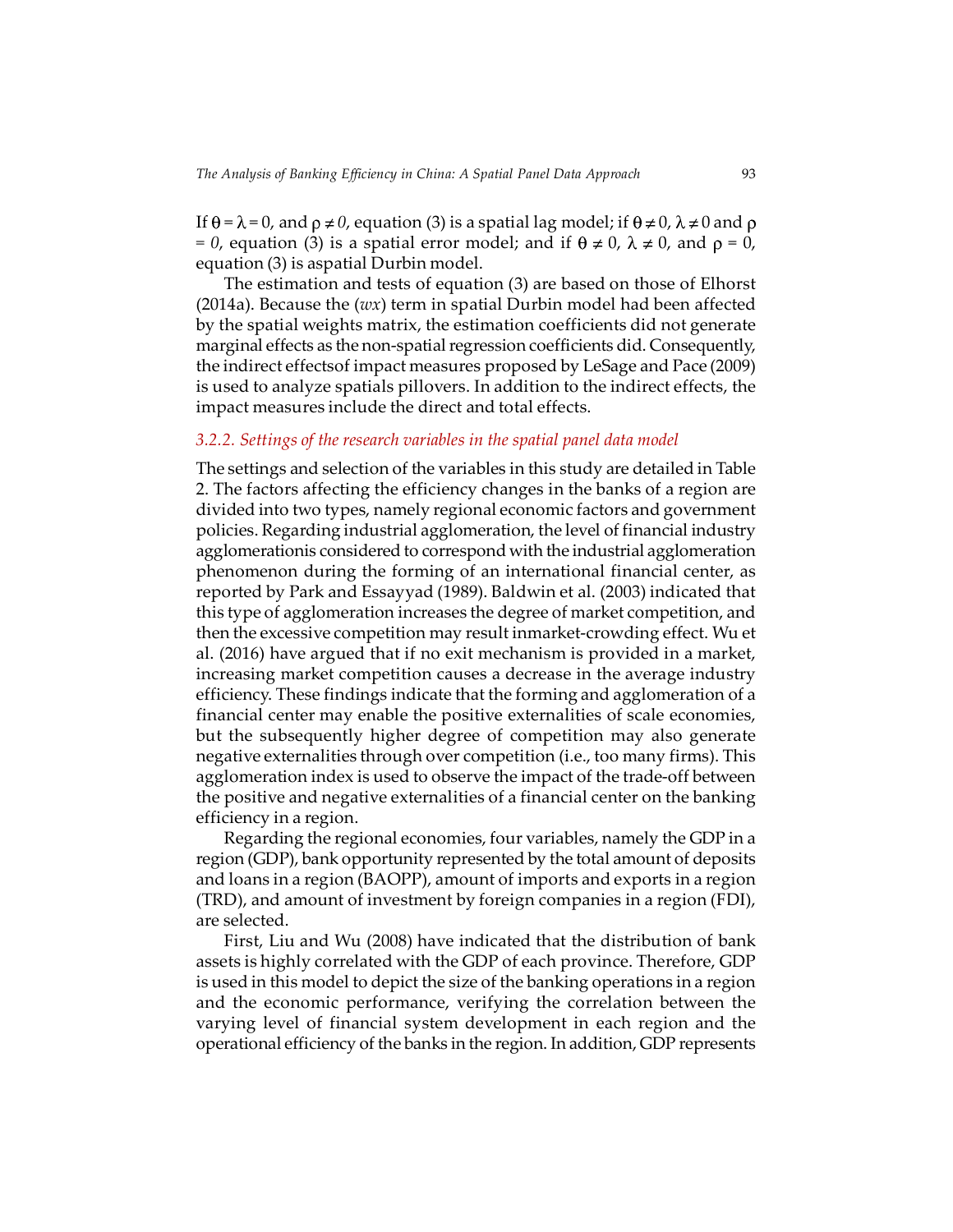If $\theta = \lambda = 0$, and $\rho \neq 0$, equation (3) is a spatial lag model; if $\theta \neq 0$, $\lambda \neq 0$ and $\rho = 0$, equation (3) is a spatial error model; and if $\theta \neq 0$, $\lambda \neq 0$, and $\rho = 0$, equation (3) is aspatial Durbin model.

The estimation and tests of equation (3) are based on those of Elhorst (2014a). Because the ($wx$) term in spatial Durbin model had been affected by the spatial weights matrix, the estimation coefficients did not generate marginal effects as the non-spatial regression coefficients did. Consequently, the indirect effectsof impact measures proposed by LeSage and Pace (2009) is used to analyze spatials pillovers. In addition to the indirect effects, the impact measures include the direct and total effects.

### *3.2.2. Settings of the research variables in the spatial panel data model*

The settings and selection of the variables in this study are detailed in Table 2. The factors affecting the efficiency changes in the banks of a region are divided into two types, namely regional economic factors and government policies. Regarding industrial agglomeration, the level of financial industry agglomerationis considered to correspond with the industrial agglomeration phenomenon during the forming of an international financial center, as reported by Park and Essayyad (1989). Baldwin et al. (2003) indicated that this type of agglomeration increases the degree of market competition, and then the excessive competition may result inmarket-crowding effect. Wu et al. (2016) have argued that if no exit mechanism is provided in a market, increasing market competition causes a decrease in the average industry efficiency. These findings indicate that the forming and agglomeration of a financial center may enable the positive externalities of scale economies, but the subsequently higher degree of competition may also generate negative externalities through over competition (i.e., too many firms). This agglomeration index is used to observe the impact of the trade-off between the positive and negative externalities of a financial center on the banking efficiency in a region.

Regarding the regional economies, four variables, namely the GDP in a region (GDP), bank opportunity represented by the total amount of deposits and loans in a region (BAOPP), amount of imports and exports in a region (TRD), and amount of investment by foreign companies in a region (FDI), are selected.

First, Liu and Wu (2008) have indicated that the distribution of bank assets is highly correlated with the GDP of each province. Therefore, GDP is used in this model to depict the size of the banking operations in a region and the economic performance, verifying the correlation between the varying level of financial system development in each region and the operational efficiency of the banks in the region. In addition, GDP represents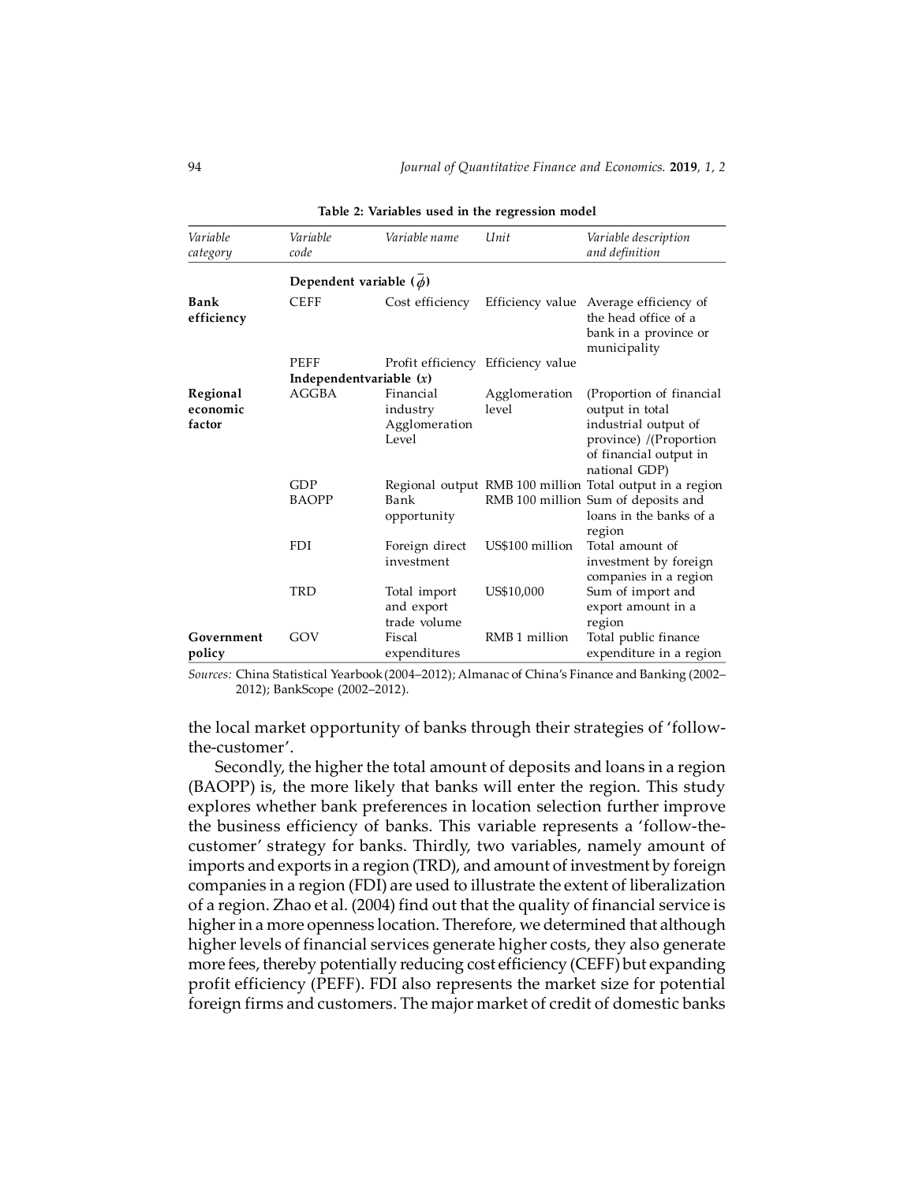**Table 2: Variables used in the regression model**

| *Variable category* | *Variable code* | *Variable name* | *Unit* | *Variable description and definition* |
|---|---|---|---|---|
| | **Dependent variable ($\bar{\phi}$)** | | | |
| **Bank efficiency** | CEFF | Cost efficiency | Efficiency value | Average efficiency of the head office of a bank in a province or municipality |
| | PEFF | Profit efficiency | Efficiency value | |
| | **Independentvariable ($x$)** | | | |
| **Regional economic factor** | AGGBA | Financial industry Agglomeration Level | Agglomeration level | (Proportion of financial output in total industrial output of province) /(Proportion of financial output in national GDP) |
| | GDP | Regional output | RMB 100 million | Total output in a region |
| | BAOPP | Bank opportunity | RMB 100 million | Sum of deposits and loans in the banks of a region |
| | FDI | Foreign direct investment | US$100 million | Total amount of investment by foreign companies in a region |
| | TRD | Total import and export trade volume | US$10,000 | Sum of import and export amount in a region |
| **Government policy** | GOV | Fiscal expenditures | RMB 1 million | Total public finance expenditure in a region |

*Sources:* China Statistical Yearbook (2004–2012); Almanac of China's Finance and Banking (2002–2012); BankScope (2002–2012).

the local market opportunity of banks through their strategies of 'follow-the-customer'.

Secondly, the higher the total amount of deposits and loans in a region (BAOPP) is, the more likely that banks will enter the region. This study explores whether bank preferences in location selection further improve the business efficiency of banks. This variable represents a 'follow-the-customer' strategy for banks. Thirdly, two variables, namely amount of imports and exports in a region (TRD), and amount of investment by foreign companies in a region (FDI) are used to illustrate the extent of liberalization of a region. Zhao et al. (2004) find out that the quality of financial service is higher in a more openness location. Therefore, we determined that although higher levels of financial services generate higher costs, they also generate more fees, thereby potentially reducing cost efficiency (CEFF) but expanding profit efficiency (PEFF). FDI also represents the market size for potential foreign firms and customers. The major market of credit of domestic banks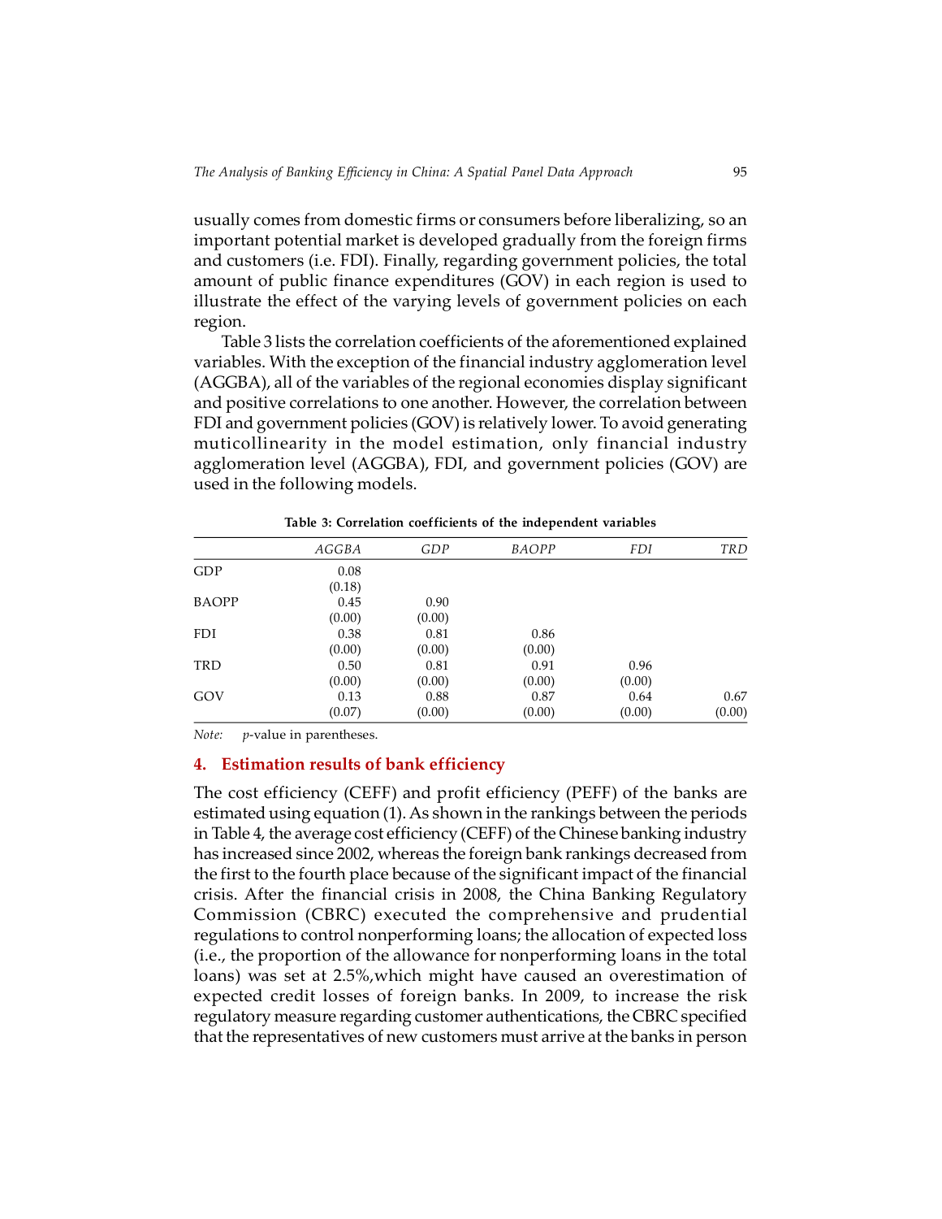usually comes from domestic firms or consumers before liberalizing, so an important potential market is developed gradually from the foreign firms and customers (i.e. FDI). Finally, regarding government policies, the total amount of public finance expenditures (GOV) in each region is used to illustrate the effect of the varying levels of government policies on each region.

Table 3 lists the correlation coefficients of the aforementioned explained variables. With the exception of the financial industry agglomeration level (AGGBA), all of the variables of the regional economies display significant and positive correlations to one another. However, the correlation between FDI and government policies (GOV) is relatively lower. To avoid generating muticollinearity in the model estimation, only financial industry agglomeration level (AGGBA), FDI, and government policies (GOV) are used in the following models.

**Table 3: Correlation coefficients of the independent variables**

| | *AGGBA* | *GDP* | *BAOPP* | *FDI* | *TRD* |
|---|---|---|---|---|---|
| GDP | 0.08 | | | | |
| | (0.18) | | | | |
| BAOPP | 0.45 | 0.90 | | | |
| | (0.00) | (0.00) | | | |
| FDI | 0.38 | 0.81 | 0.86 | | |
| | (0.00) | (0.00) | (0.00) | | |
| TRD | 0.50 | 0.81 | 0.91 | 0.96 | |
| | (0.00) | (0.00) | (0.00) | (0.00) | |
| GOV | 0.13 | 0.88 | 0.87 | 0.64 | 0.67 |
| | (0.07) | (0.00) | (0.00) | (0.00) | (0.00) |

*Note:* *p*-value in parentheses.

## 4. Estimation results of bank efficiency

The cost efficiency (CEFF) and profit efficiency (PEFF) of the banks are estimated using equation (1). As shown in the rankings between the periods in Table 4, the average cost efficiency (CEFF) of the Chinese banking industry has increased since 2002, whereas the foreign bank rankings decreased from the first to the fourth place because of the significant impact of the financial crisis. After the financial crisis in 2008, the China Banking Regulatory Commission (CBRC) executed the comprehensive and prudential regulations to control nonperforming loans; the allocation of expected loss (i.e., the proportion of the allowance for nonperforming loans in the total loans) was set at 2.5%,which might have caused an overestimation of expected credit losses of foreign banks. In 2009, to increase the risk regulatory measure regarding customer authentications, the CBRC specified that the representatives of new customers must arrive at the banks in person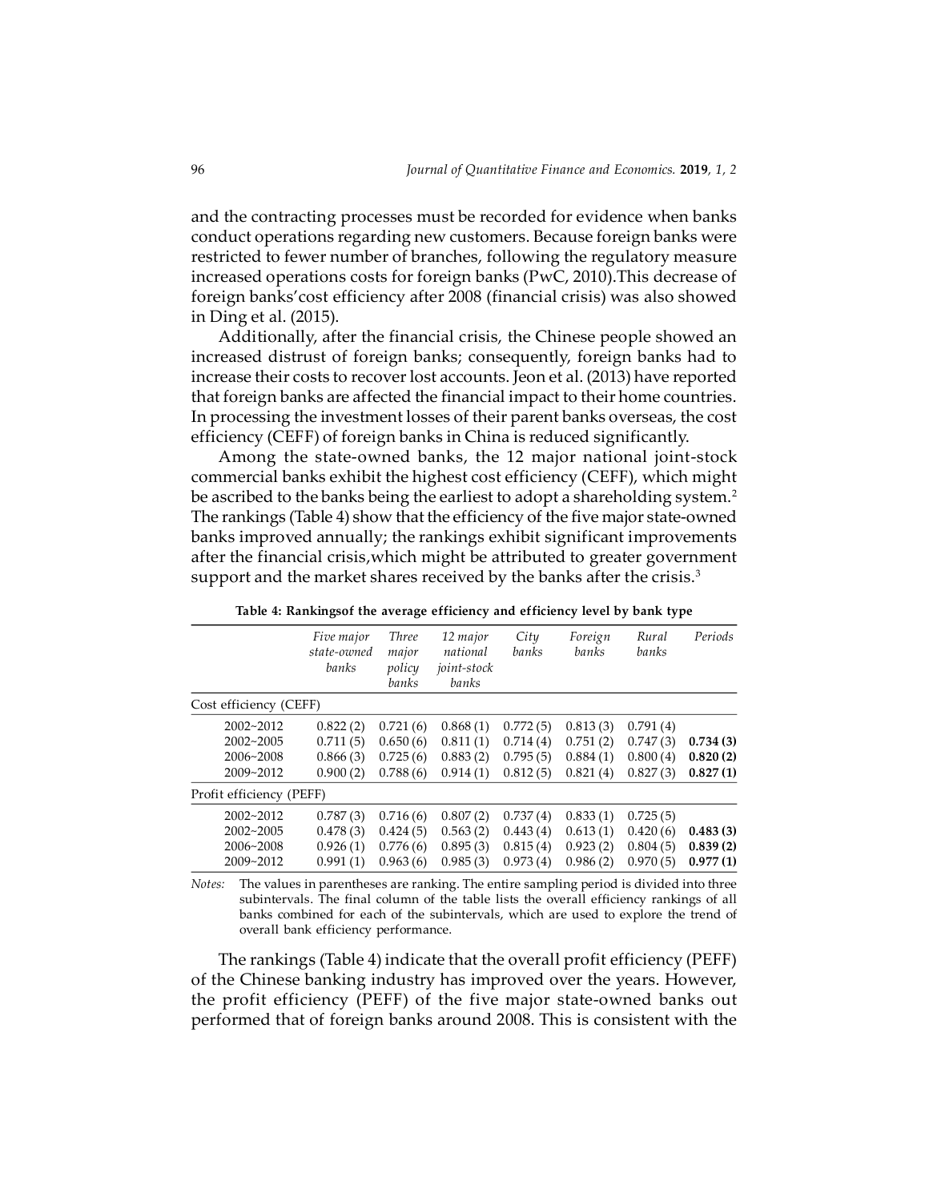and the contracting processes must be recorded for evidence when banks conduct operations regarding new customers. Because foreign banks were restricted to fewer number of branches, following the regulatory measure increased operations costs for foreign banks (PwC, 2010).This decrease of foreign banks'cost efficiency after 2008 (financial crisis) was also showed in Ding et al. (2015).

Additionally, after the financial crisis, the Chinese people showed an increased distrust of foreign banks; consequently, foreign banks had to increase their costs to recover lost accounts. Jeon et al. (2013) have reported that foreign banks are affected the financial impact to their home countries. In processing the investment losses of their parent banks overseas, the cost efficiency (CEFF) of foreign banks in China is reduced significantly.

Among the state-owned banks, the 12 major national joint-stock commercial banks exhibit the highest cost efficiency (CEFF), which might be ascribed to the banks being the earliest to adopt a shareholding system.[2] The rankings (Table 4) show that the efficiency of the five major state-owned banks improved annually; the rankings exhibit significant improvements after the financial crisis,which might be attributed to greater government support and the market shares received by the banks after the crisis.[3]

**Table 4: Rankingsof the average efficiency and efficiency level by bank type**

| | *Five major state-owned banks* | *Three major policy banks* | *12 major national joint-stock banks* | *City banks* | *Foreign banks* | *Rural banks* | *Periods* |
|---|---|---|---|---|---|---|---|
| Cost efficiency (CEFF) | | | | | | | |
| 2002~2012 | 0.822 (2) | 0.721 (6) | 0.868 (1) | 0.772 (5) | 0.813 (3) | 0.791 (4) | |
| 2002~2005 | 0.711 (5) | 0.650 (6) | 0.811 (1) | 0.714 (4) | 0.751 (2) | 0.747 (3) | **0.734 (3)** |
| 2006~2008 | 0.866 (3) | 0.725 (6) | 0.883 (2) | 0.795 (5) | 0.884 (1) | 0.800 (4) | **0.820 (2)** |
| 2009~2012 | 0.900 (2) | 0.788 (6) | 0.914 (1) | 0.812 (5) | 0.821 (4) | 0.827 (3) | **0.827 (1)** |
| Profit efficiency (PEFF) | | | | | | | |
| 2002~2012 | 0.787 (3) | 0.716 (6) | 0.807 (2) | 0.737 (4) | 0.833 (1) | 0.725 (5) | |
| 2002~2005 | 0.478 (3) | 0.424 (5) | 0.563 (2) | 0.443 (4) | 0.613 (1) | 0.420 (6) | **0.483 (3)** |
| 2006~2008 | 0.926 (1) | 0.776 (6) | 0.895 (3) | 0.815 (4) | 0.923 (2) | 0.804 (5) | **0.839 (2)** |
| 2009~2012 | 0.991 (1) | 0.963 (6) | 0.985 (3) | 0.973 (4) | 0.986 (2) | 0.970 (5) | **0.977 (1)** |

*Notes:* The values in parentheses are ranking. The entire sampling period is divided into three subintervals. The final column of the table lists the overall efficiency rankings of all banks combined for each of the subintervals, which are used to explore the trend of overall bank efficiency performance.

The rankings (Table 4) indicate that the overall profit efficiency (PEFF) of the Chinese banking industry has improved over the years. However, the profit efficiency (PEFF) of the five major state-owned banks out performed that of foreign banks around 2008. This is consistent with the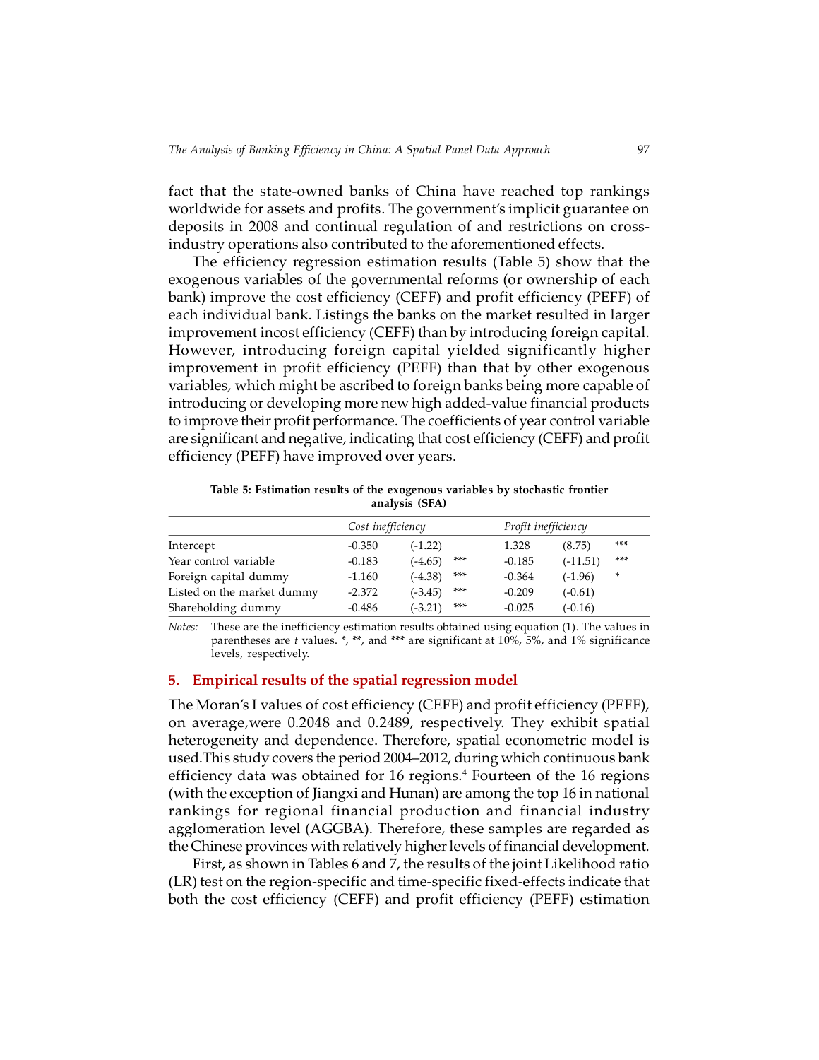fact that the state-owned banks of China have reached top rankings worldwide for assets and profits. The government's implicit guarantee on deposits in 2008 and continual regulation of and restrictions on cross-industry operations also contributed to the aforementioned effects.

The efficiency regression estimation results (Table 5) show that the exogenous variables of the governmental reforms (or ownership of each bank) improve the cost efficiency (CEFF) and profit efficiency (PEFF) of each individual bank. Listings the banks on the market resulted in larger improvement incost efficiency (CEFF) than by introducing foreign capital. However, introducing foreign capital yielded significantly higher improvement in profit efficiency (PEFF) than that by other exogenous variables, which might be ascribed to foreign banks being more capable of introducing or developing more new high added-value financial products to improve their profit performance. The coefficients of year control variable are significant and negative, indicating that cost efficiency (CEFF) and profit efficiency (PEFF) have improved over years.

**Table 5: Estimation results of the exogenous variables by stochastic frontier analysis (SFA)**

| | *Cost inefficiency* | | | *Profit inefficiency* | | |
|---|---|---|---|---|---|---|
| Intercept | -0.350 | (-1.22) | | 1.328 | (8.75) | *** |
| Year control variable | -0.183 | (-4.65) | *** | -0.185 | (-11.51) | *** |
| Foreign capital dummy | -1.160 | (-4.38) | *** | -0.364 | (-1.96) | * |
| Listed on the market dummy | -2.372 | (-3.45) | *** | -0.209 | (-0.61) | |
| Shareholding dummy | -0.486 | (-3.21) | *** | -0.025 | (-0.16) | |

*Notes:* These are the inefficiency estimation results obtained using equation (1). The values in parentheses are *t* values. *, **, and *** are significant at 10%, 5%, and 1% significance levels, respectively.

## 5. Empirical results of the spatial regression model

The Moran's I values of cost efficiency (CEFF) and profit efficiency (PEFF), on average,were 0.2048 and 0.2489, respectively. They exhibit spatial heterogeneity and dependence. Therefore, spatial econometric model is used.This study covers the period 2004–2012, during which continuous bank efficiency data was obtained for 16 regions.[4] Fourteen of the 16 regions (with the exception of Jiangxi and Hunan) are among the top 16 in national rankings for regional financial production and financial industry agglomeration level (AGGBA). Therefore, these samples are regarded as the Chinese provinces with relatively higher levels of financial development.

First, as shown in Tables 6 and 7, the results of the joint Likelihood ratio (LR) test on the region-specific and time-specific fixed-effects indicate that both the cost efficiency (CEFF) and profit efficiency (PEFF) estimation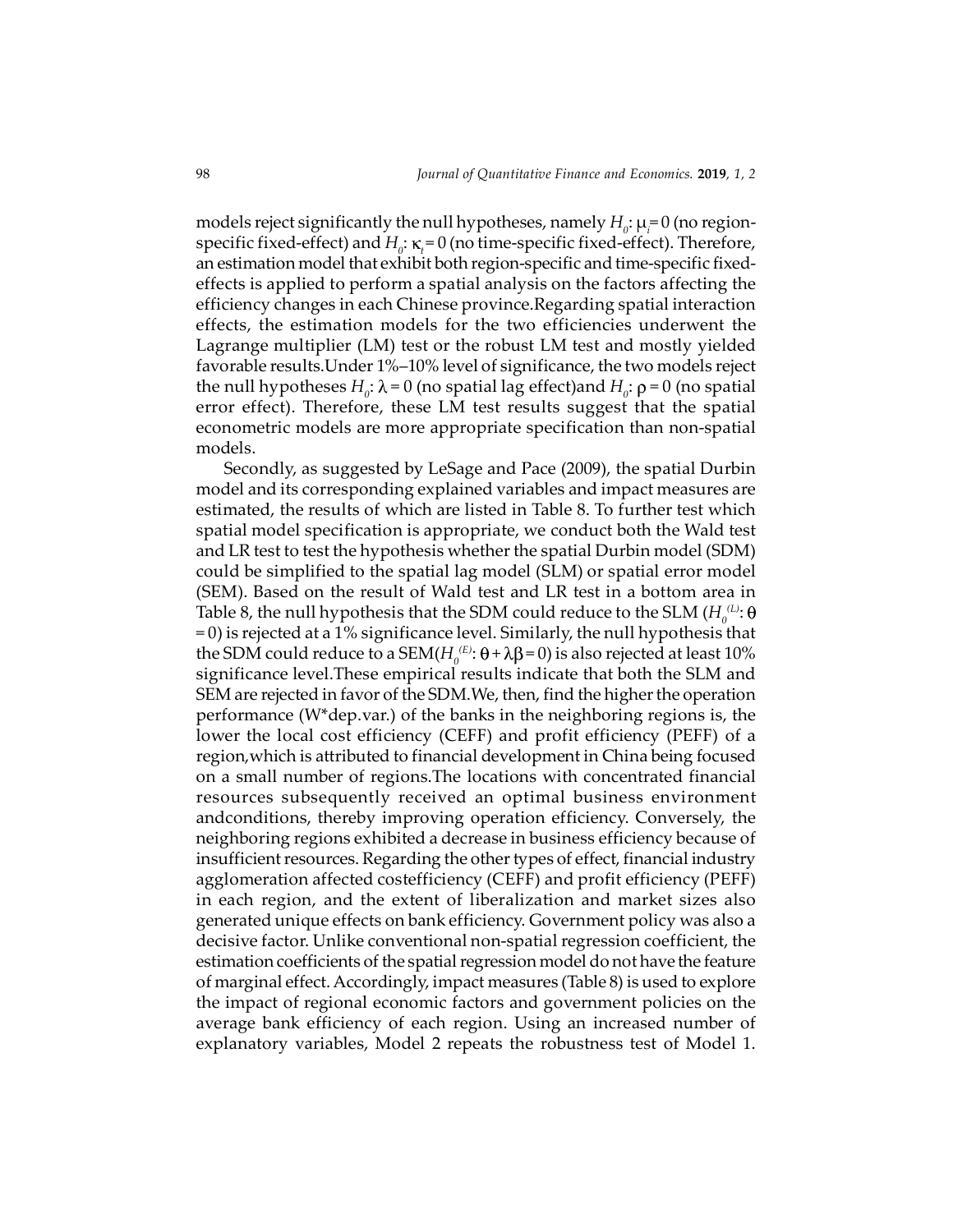models reject significantly the null hypotheses, namely $H_0$: $\mu_i = 0$ (no region-specific fixed-effect) and $H_0$: $\kappa_t = 0$ (no time-specific fixed-effect). Therefore, an estimation model that exhibit both region-specific and time-specific fixed-effects is applied to perform a spatial analysis on the factors affecting the efficiency changes in each Chinese province.Regarding spatial interaction effects, the estimation models for the two efficiencies underwent the Lagrange multiplier (LM) test or the robust LM test and mostly yielded favorable results.Under 1%–10% level of significance, the two models reject the null hypotheses $H_0$: $\lambda = 0$ (no spatial lag effect)and $H_0$: $\rho = 0$ (no spatial error effect). Therefore, these LM test results suggest that the spatial econometric models are more appropriate specification than non-spatial models.

Secondly, as suggested by LeSage and Pace (2009), the spatial Durbin model and its corresponding explained variables and impact measures are estimated, the results of which are listed in Table 8. To further test which spatial model specification is appropriate, we conduct both the Wald test and LR test to test the hypothesis whether the spatial Durbin model (SDM) could be simplified to the spatial lag model (SLM) or spatial error model (SEM). Based on the result of Wald test and LR test in a bottom area in Table 8, the null hypothesis that the SDM could reduce to the SLM ($H_0^{(L)}$: $\theta = 0$) is rejected at a 1% significance level. Similarly, the null hypothesis that the SDM could reduce to a SEM($H_0^{(E)}$: $\theta + \lambda\beta = 0$) is also rejected at least 10% significance level.These empirical results indicate that both the SLM and SEM are rejected in favor of the SDM.We, then, find the higher the operation performance (W*dep.var.) of the banks in the neighboring regions is, the lower the local cost efficiency (CEFF) and profit efficiency (PEFF) of a region,which is attributed to financial development in China being focused on a small number of regions.The locations with concentrated financial resources subsequently received an optimal business environment andconditions, thereby improving operation efficiency. Conversely, the neighboring regions exhibited a decrease in business efficiency because of insufficient resources. Regarding the other types of effect, financial industry agglomeration affected costefficiency (CEFF) and profit efficiency (PEFF) in each region, and the extent of liberalization and market sizes also generated unique effects on bank efficiency. Government policy was also a decisive factor. Unlike conventional non-spatial regression coefficient, the estimation coefficients of the spatial regression model do not have the feature of marginal effect. Accordingly, impact measures (Table 8) is used to explore the impact of regional economic factors and government policies on the average bank efficiency of each region. Using an increased number of explanatory variables, Model 2 repeats the robustness test of Model 1.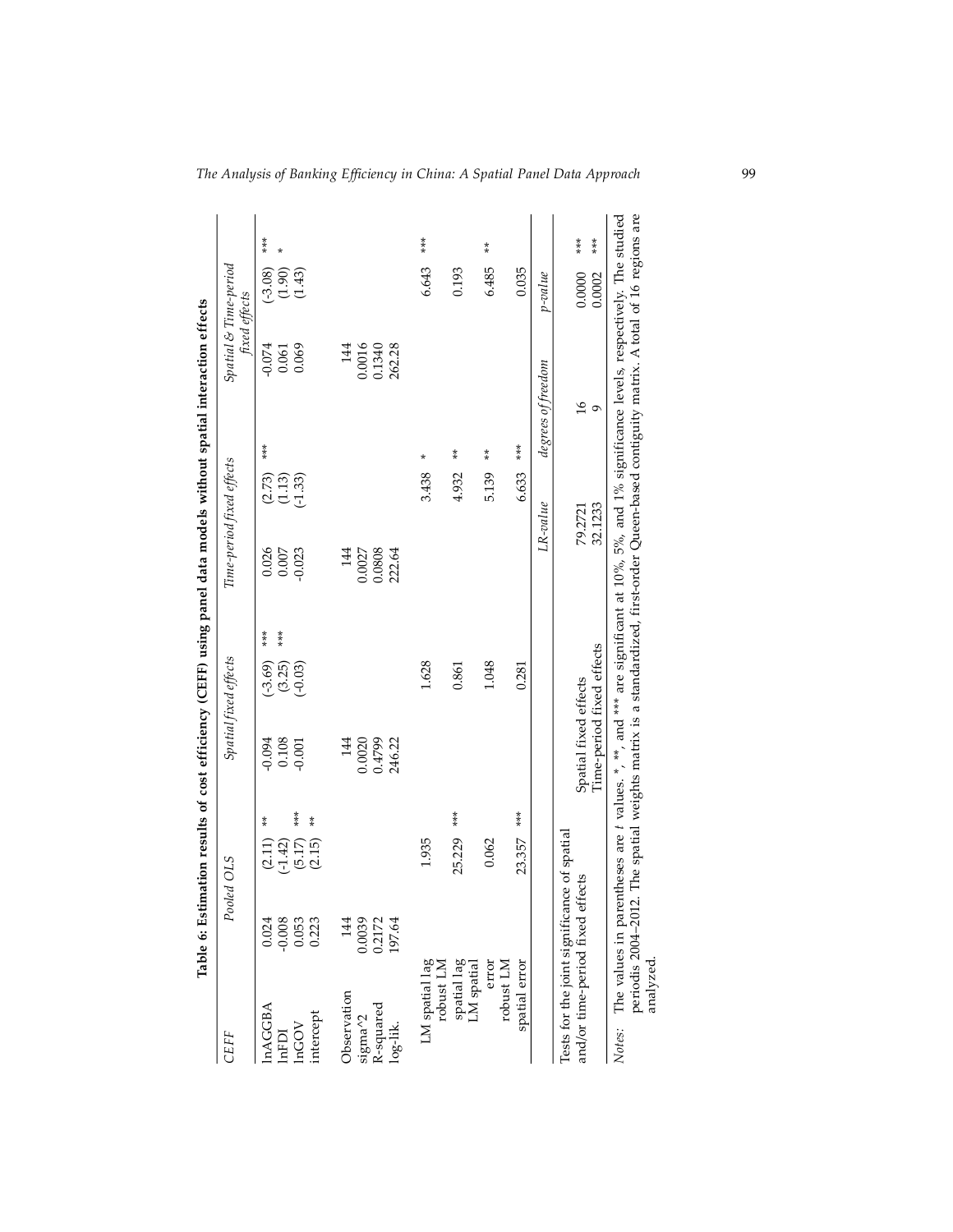**Table 6: Estimation results of cost efficiency (CEFF) using panel data models without spatial interaction effects**

| *CEFF* | *Pooled OLS* | | | *Spatial fixed effects* | | | *Time-period fixed effects* | | | *Spatial & Time-period fixed effects* | | |
|---|---|---|---|---|---|---|---|---|---|---|---|---|
| lnAGGBA | 0.024 | (2.11) | ** | -0.094 | (-3.69) | *** | 0.026 | (2.73) | *** | -0.074 | (-3.08) | *** |
| lnFDI | -0.008 | (-1.42) | | 0.108 | (3.25) | *** | 0.007 | (1.13) | | 0.061 | (1.90) | * |
| lnGOV | 0.053 | (5.17) | *** | -0.001 | (-0.03) | | -0.023 | (-1.33) | | 0.069 | (1.43) | |
| intercept | 0.223 | (2.15) | ** | | | | | | | | | |
| Observation | 144 | | | 144 | | | 144 | | | 144 | | |
| sigma^2 | 0.0039 | | | 0.0020 | | | 0.0027 | | | 0.0016 | | |
| R-squared | 0.2172 | | | 0.4799 | | | 0.0808 | | | 0.1340 | | |
| log-lik. | 197.64 | | | 246.22 | | | 222.64 | | | 262.28 | | |
| LM spatial lag | 1.935 | | | 1.628 | | | 3.438 | | * | 6.643 | | *** |
| robust LM spatial lag | 25.229 | | *** | 0.861 | | | 4.932 | | ** | 0.193 | | |
| LM spatial error | 0.062 | | | 1.048 | | | 5.139 | | ** | 6.485 | | ** |
| robust LM spatial error | 23.357 | | *** | 0.281 | | | 6.633 | | *** | 0.035 | | |

| Tests for the joint significance of spatial and/or time-period fixed effects | | *LR-value* | *degrees of freedom* | *p-value* | |
|---|---|---|---|---|---|
| | Spatial fixed effects | 79.2721 | 16 | 0.0000 | *** |
| | Time-period fixed effects | 32.1233 | 9 | 0.0002 | *** |

*Notes:* The values in parentheses are $t$ values. *, **, and *** are significant at 10%, 5%, and 1% significance levels, respectively. The studied periodis 2004–2012. The spatial weights matrix is a standardized, first-order Queen-based contiguity matrix. A total of 16 regions are analyzed.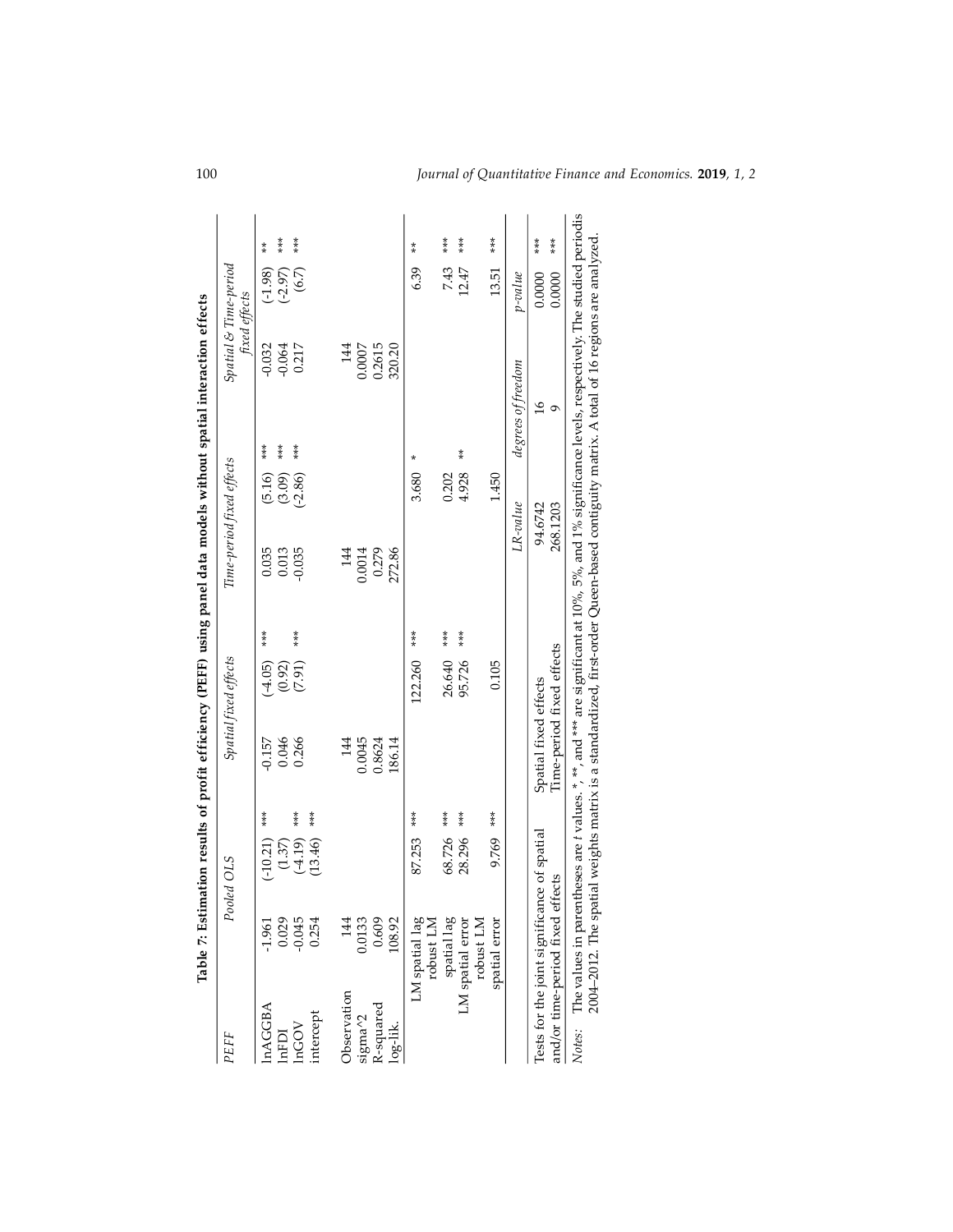**Table 7: Estimation results of profit efficiency (PEFF) using panel data models without spatial interaction effects**

| PEFF | Pooled OLS | | | Spatial fixed effects | | | Time-period fixed effects | | | Spatial & Time-period fixed effects | | |
|---|---|---|---|---|---|---|---|---|---|---|---|---|
| lnAGGBA | -1.961 | (-10.21) | *** | -0.157 | (-4.05) | *** | 0.035 | (5.16) | *** | -0.032 | (-1.98) | ** |
| lnFDI | 0.029 | (1.37) | | 0.046 | (0.92) | | 0.013 | (3.09) | *** | -0.064 | (-2.97) | *** |
| lnGOV | -0.045 | (-4.19) | *** | 0.266 | (7.91) | *** | -0.035 | (-2.86) | *** | 0.217 | (6.7) | *** |
| intercept | 0.254 | (13.46) | *** | | | | | | | | | |
| Observation | 144 | | | 144 | | | 144 | | | 144 | | |
| sigma^2 | 0.0133 | | | 0.0045 | | | 0.0014 | | | 0.0007 | | |
| R-squared | 0.609 | | | 0.8624 | | | 0.279 | | | 0.2615 | | |
| log-lik. | 108.92 | | | 186.14 | | | 272.86 | | | 320.20 | | |
| LM spatial lag | | 87.253 | *** | | 122.260 | *** | | 3.680 | * | | 6.39 | ** |
| robust LM spatial lag | | 68.726 | *** | | 26.640 | *** | | 0.202 | | | 7.43 | *** |
| LM spatial error | | 28.296 | *** | | 95.726 | *** | | 4.928 | ** | | 12.47 | *** |
| robust LM spatial error | | 9.769 | *** | | 0.105 | | | 1.450 | | | 13.51 | *** |
| | | | | | | | LR-value | | | degrees of freedom | p-value | |
| Tests for the joint significance of spatial and/or time-period fixed effects | | | | Spatial fixed effects | | | 94.6742 | | | 16 | 0.0000 | *** |
| | | | | Time-period fixed effects | | | 268.1203 | | | 9 | 0.0000 | *** |

*Notes:* The values in parentheses are $t$ values. *, **, and *** are significant at 10%, 5%, and 1% significance levels, respectively. The studied periodis 2004–2012. The spatial weights matrix is a standardized, first-order Queen-based contiguity matrix. A total of 16 regions are analyzed.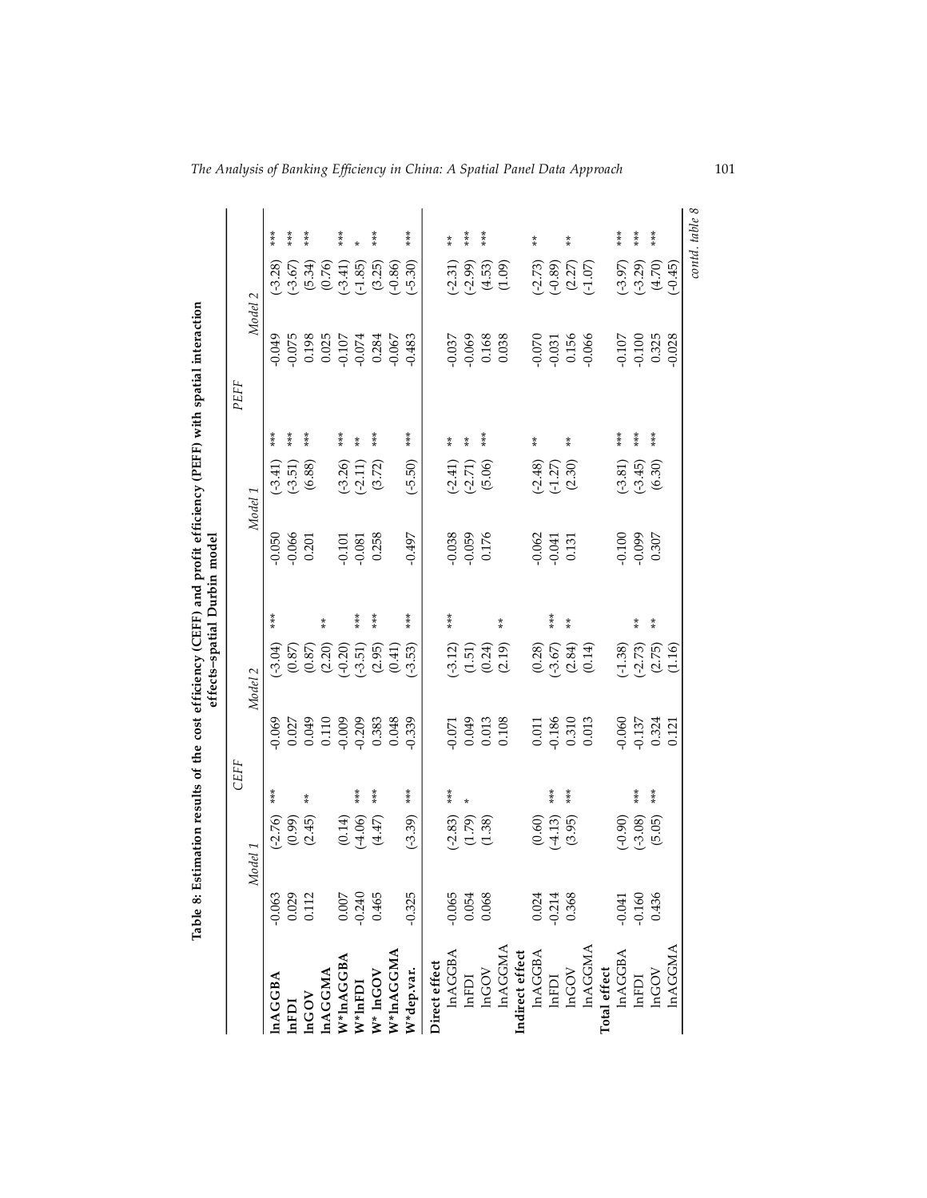**Table 8: Estimation results of the cost efficiency (CEFF) and profit efficiency (PEFF) with spatial interaction effects–spatial Durbin model**

| | CEFF | | | | | | PEFF | | | | | |
|---|---|---|---|---|---|---|---|---|---|---|---|---|
| | Model 1 | | | Model 2 | | | Model 1 | | | Model 2 | | |
| **lnAGGBA** | -0.063 | (-2.76) | *** | -0.069 | (-3.04) | *** | -0.050 | (-3.41) | *** | -0.049 | (-3.28) | *** |
| **lnFDI** | 0.029 | (0.99) | | 0.027 | (0.87) | | -0.066 | (-3.51) | *** | -0.075 | (-3.67) | *** |
| **lnGOV** | 0.112 | (2.45) | ** | 0.049 | (0.87) | | 0.201 | (6.88) | *** | 0.198 | (5.34) | *** |
| **lnAGGMA** | | | | 0.110 | (2.20) | ** | | | | 0.025 | (0.76) | |
| **W*lnAGGBA** | 0.007 | (0.14) | | -0.009 | (-0.20) | | -0.101 | (-3.26) | *** | -0.107 | (-3.41) | *** |
| **W*lnFDI** | -0.240 | (-4.06) | *** | -0.209 | (-3.51) | *** | -0.081 | (-2.11) | ** | -0.074 | (-1.85) | * |
| **W* lnGOV** | 0.465 | (4.47) | *** | 0.383 | (2.95) | *** | 0.258 | (3.72) | *** | 0.284 | (3.25) | *** |
| **W*lnAGGMA** | | | | 0.048 | (0.41) | | | | | -0.067 | (-0.86) | |
| **W*dep.var.** | -0.325 | (-3.39) | *** | -0.339 | (-3.53) | *** | -0.497 | (-5.50) | *** | -0.483 | (-5.30) | *** |
| **Direct effect** | | | | | | | | | | | | |
| lnAGGBA | -0.065 | (-2.83) | *** | -0.071 | (-3.12) | *** | -0.038 | (-2.41) | ** | -0.037 | (-2.31) | ** |
| lnFDI | 0.054 | (1.79) | * | 0.049 | (1.51) | | -0.059 | (-2.71) | ** | -0.069 | (-2.99) | *** |
| lnGOV | 0.068 | (1.38) | | 0.013 | (0.24) | | 0.176 | (5.06) | *** | 0.168 | (4.53) | *** |
| lnAGGMA | | | | 0.108 | (2.19) | ** | | | | 0.038 | (1.09) | |
| **Indirect effect** | | | | | | | | | | | | |
| lnAGGBA | 0.024 | (0.60) | | 0.011 | (0.28) | | -0.062 | (-2.48) | ** | -0.070 | (-2.73) | ** |
| lnFDI | -0.214 | (-4.13) | *** | -0.186 | (-3.67) | *** | -0.041 | (-1.27) | | -0.031 | (-0.89) | |
| lnGOV | 0.368 | (3.95) | *** | 0.310 | (2.84) | ** | 0.131 | (2.30) | ** | 0.156 | (2.27) | ** |
| lnAGGMA | | | | 0.013 | (0.14) | | | | | -0.066 | (-1.07) | |
| **Total effect** | | | | | | | | | | | | |
| lnAGGBA | -0.041 | (-0.90) | | -0.060 | (-1.38) | | -0.100 | (-3.81) | *** | -0.107 | (-3.97) | *** |
| lnFDI | -0.160 | (-3.08) | *** | -0.137 | (-2.73) | ** | -0.099 | (-3.45) | *** | -0.100 | (-3.29) | *** |
| lnGOV | 0.436 | (5.05) | *** | 0.324 | (2.75) | ** | 0.307 | (6.30) | *** | 0.325 | (4.70) | *** |
| lnAGGMA | | | | 0.121 | (1.16) | | | | | -0.028 | (-0.45) | |

*contd. table 8*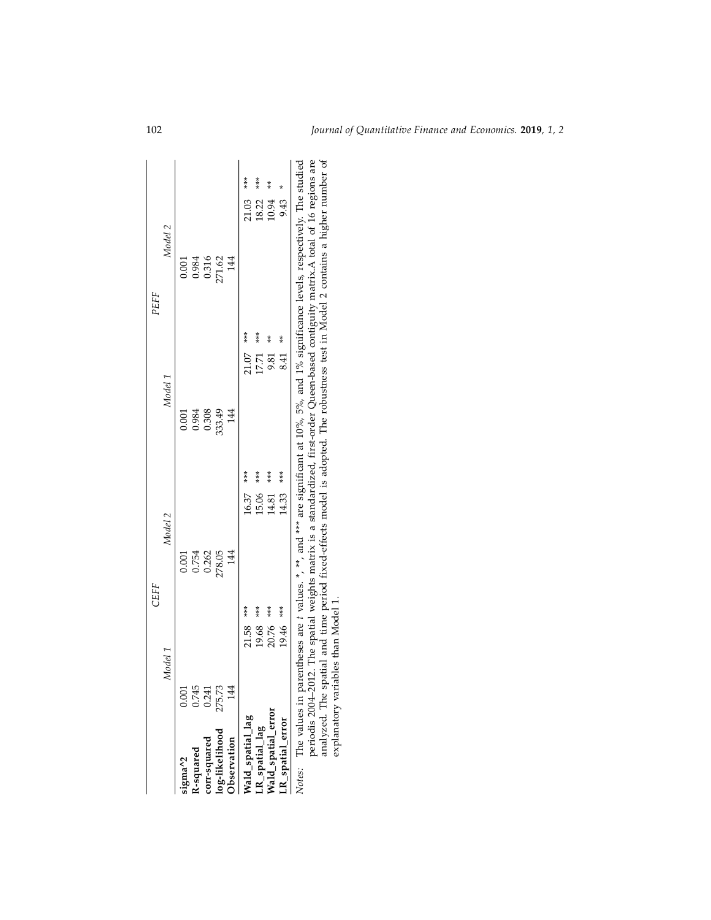| | CEFF | | | | PEFF | | | |
|---|---|---|---|---|---|---|---|---|
| | *Model 1* | | *Model 2* | | *Model 1* | | *Model 2* | |
| **sigma^2** | 0.001 | | 0.001 | | 0.001 | | 0.001 | |
| **R-squared** | 0.745 | | 0.754 | | 0.984 | | 0.984 | |
| **corr-squared** | 0.241 | | 0.262 | | 0.308 | | 0.316 | |
| **log-likelihood** | 275.73 | | 278.05 | | 333.49 | | 271.62 | |
| **Observation** | 144 | | 144 | | 144 | | 144 | |
| **Wald_spatial_lag** | 21.58 | *** | 16.37 | *** | 21.07 | *** | 21.03 | *** |
| **LR_spatial_lag** | 19.68 | *** | 15.06 | *** | 17.71 | *** | 18.22 | *** |
| **Wald_spatial_error** | 20.76 | *** | 14.81 | *** | 9.81 | ** | 10.94 | ** |
| **LR_spatial_error** | 19.46 | *** | 14.33 | *** | 8.41 | ** | 9.43 | * |

*Notes*: The values in parentheses are $t$ values. *, **, and *** are significant at 10%, 5%, and 1% significance levels, respectively. The studied periodis 2004–2012. The spatial weights matrix is a standardized, first-order Queen-based contiguity matrix.A total of 16 regions are analyzed. The spatial and time period fixed-effects model is adopted. The robustness test in Model 2 contains a higher number of explanatory variables than Model 1.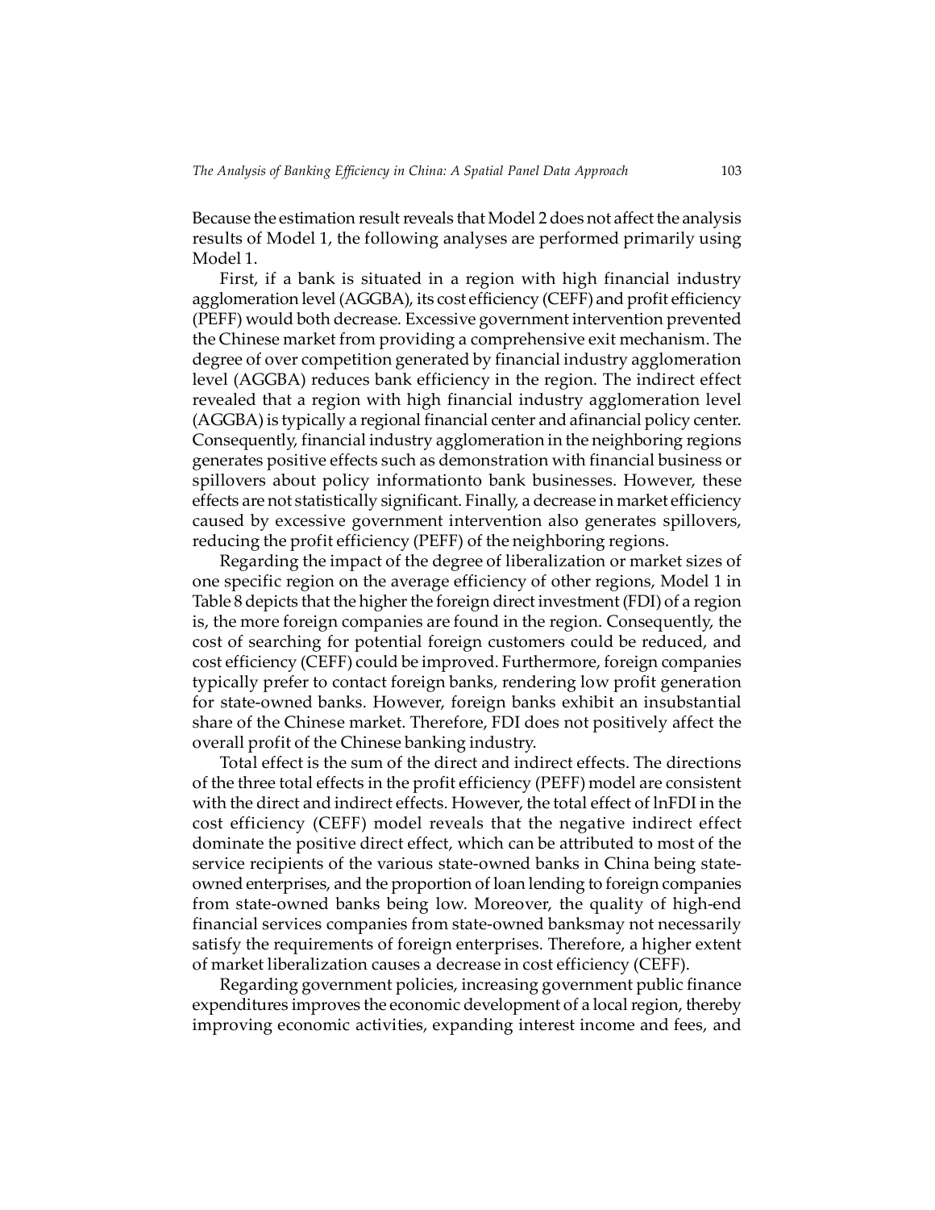Because the estimation result reveals that Model 2 does not affect the analysis results of Model 1, the following analyses are performed primarily using Model 1.

First, if a bank is situated in a region with high financial industry agglomeration level (AGGBA), its cost efficiency (CEFF) and profit efficiency (PEFF) would both decrease. Excessive government intervention prevented the Chinese market from providing a comprehensive exit mechanism. The degree of over competition generated by financial industry agglomeration level (AGGBA) reduces bank efficiency in the region. The indirect effect revealed that a region with high financial industry agglomeration level (AGGBA) is typically a regional financial center and afinancial policy center. Consequently, financial industry agglomeration in the neighboring regions generates positive effects such as demonstration with financial business or spillovers about policy informationto bank businesses. However, these effects are not statistically significant. Finally, a decrease in market efficiency caused by excessive government intervention also generates spillovers, reducing the profit efficiency (PEFF) of the neighboring regions.

Regarding the impact of the degree of liberalization or market sizes of one specific region on the average efficiency of other regions, Model 1 in Table 8 depicts that the higher the foreign direct investment (FDI) of a region is, the more foreign companies are found in the region. Consequently, the cost of searching for potential foreign customers could be reduced, and cost efficiency (CEFF) could be improved. Furthermore, foreign companies typically prefer to contact foreign banks, rendering low profit generation for state-owned banks. However, foreign banks exhibit an insubstantial share of the Chinese market. Therefore, FDI does not positively affect the overall profit of the Chinese banking industry.

Total effect is the sum of the direct and indirect effects. The directions of the three total effects in the profit efficiency (PEFF) model are consistent with the direct and indirect effects. However, the total effect of lnFDI in the cost efficiency (CEFF) model reveals that the negative indirect effect dominate the positive direct effect, which can be attributed to most of the service recipients of the various state-owned banks in China being state-owned enterprises, and the proportion of loan lending to foreign companies from state-owned banks being low. Moreover, the quality of high-end financial services companies from state-owned banksmay not necessarily satisfy the requirements of foreign enterprises. Therefore, a higher extent of market liberalization causes a decrease in cost efficiency (CEFF).

Regarding government policies, increasing government public finance expenditures improves the economic development of a local region, thereby improving economic activities, expanding interest income and fees, and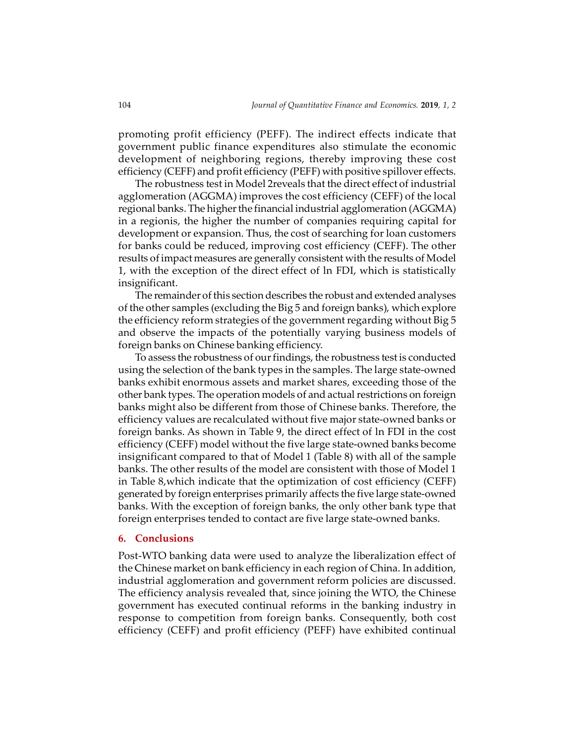promoting profit efficiency (PEFF). The indirect effects indicate that government public finance expenditures also stimulate the economic development of neighboring regions, thereby improving these cost efficiency (CEFF) and profit efficiency (PEFF) with positive spillover effects.

The robustness test in Model 2reveals that the direct effect of industrial agglomeration (AGGMA) improves the cost efficiency (CEFF) of the local regional banks. The higher the financial industrial agglomeration (AGGMA) in a regionis, the higher the number of companies requiring capital for development or expansion. Thus, the cost of searching for loan customers for banks could be reduced, improving cost efficiency (CEFF). The other results of impact measures are generally consistent with the results of Model 1, with the exception of the direct effect of ln FDI, which is statistically insignificant.

The remainder of this section describes the robust and extended analyses of the other samples (excluding the Big 5 and foreign banks), which explore the efficiency reform strategies of the government regarding without Big 5 and observe the impacts of the potentially varying business models of foreign banks on Chinese banking efficiency.

To assess the robustness of our findings, the robustness test is conducted using the selection of the bank types in the samples. The large state-owned banks exhibit enormous assets and market shares, exceeding those of the other bank types. The operation models of and actual restrictions on foreign banks might also be different from those of Chinese banks. Therefore, the efficiency values are recalculated without five major state-owned banks or foreign banks. As shown in Table 9, the direct effect of ln FDI in the cost efficiency (CEFF) model without the five large state-owned banks become insignificant compared to that of Model 1 (Table 8) with all of the sample banks. The other results of the model are consistent with those of Model 1 in Table 8,which indicate that the optimization of cost efficiency (CEFF) generated by foreign enterprises primarily affects the five large state-owned banks. With the exception of foreign banks, the only other bank type that foreign enterprises tended to contact are five large state-owned banks.

## 6. Conclusions

Post-WTO banking data were used to analyze the liberalization effect of the Chinese market on bank efficiency in each region of China. In addition, industrial agglomeration and government reform policies are discussed. The efficiency analysis revealed that, since joining the WTO, the Chinese government has executed continual reforms in the banking industry in response to competition from foreign banks. Consequently, both cost efficiency (CEFF) and profit efficiency (PEFF) have exhibited continual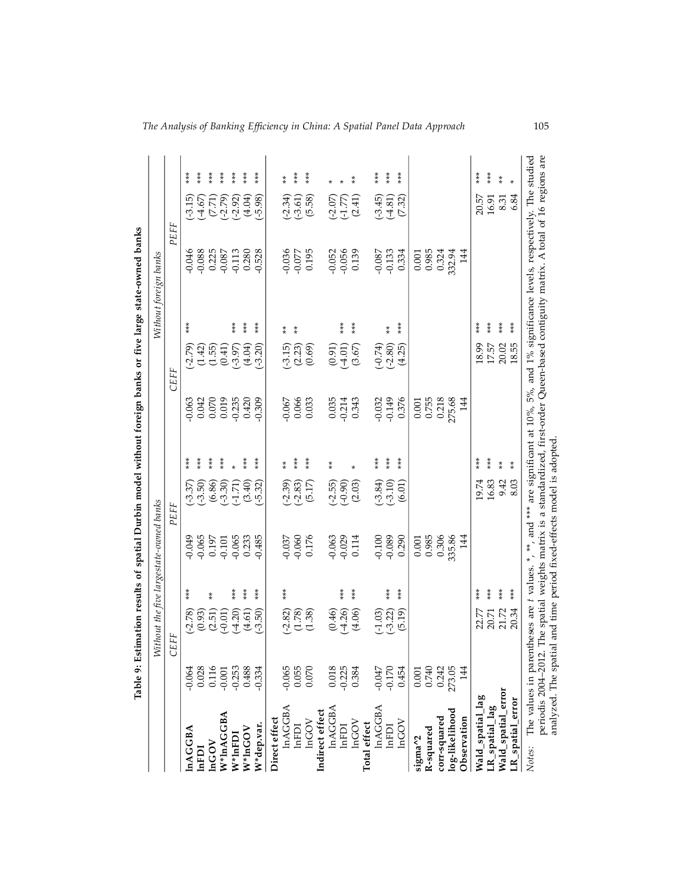**Table 9: Estimation results of spatial Durbin model without foreign banks or five large state-owned banks**

| | *Without the five largestate-owned banks* | | | | | | *Without foreign banks* | | | | | |
|---|---|---|---|---|---|---|---|---|---|---|---|---|
| | *CEFF* | | | *PEFF* | | | *CEFF* | | | *PEFF* | | |
| **lnAGGBA** | -0.064 | (-2.78) | *** | -0.049 | (-3.37) | *** | -0.063 | (-2.79) | *** | -0.046 | (-3.15) | *** |
| **lnFDI** | 0.028 | (0.93) | | -0.065 | (-3.50) | *** | 0.042 | (1.42) | | -0.088 | (-4.67) | *** |
| **lnGOV** | 0.116 | (2.51) | ** | 0.197 | (6.86) | *** | 0.070 | (1.55) | | 0.225 | (7.71) | *** |
| **W*lnAGGBA** | -0.001 | (-0.01) | | -0.101 | (-3.30) | *** | 0.019 | (0.41) | | -0.087 | (-2.79) | *** |
| **W*lnFDI** | -0.253 | (-4.20) | *** | -0.065 | (-1.71) | * | -0.235 | (-3.97) | *** | -0.113 | (-2.92) | *** |
| **W*lnGOV** | 0.488 | (4.61) | *** | 0.233 | (3.40) | *** | 0.420 | (4.04) | *** | 0.280 | (4.04) | *** |
| **W*dep.var.** | -0.334 | (-3.50) | *** | -0.485 | (-5.32) | *** | -0.309 | (-3.20) | *** | -0.528 | (-5.98) | *** |
| **Direct effect** | | | | | | | | | | | | |
| lnAGGBA | -0.065 | (-2.82) | *** | -0.037 | (-2.39) | ** | -0.067 | (-3.15) | ** | -0.036 | (-2.34) | ** |
| lnFDI | 0.055 | (1.78) | | -0.060 | (-2.83) | *** | 0.066 | (2.23) | ** | -0.077 | (-3.61) | *** |
| lnGOV | 0.070 | (1.38) | | 0.176 | (5.17) | *** | 0.033 | (0.69) | | 0.195 | (5.58) | *** |
| **Indirect effect** | | | | | | | | | | | | |
| lnAGGBA | 0.018 | (0.46) | | -0.063 | (-2.55) | ** | 0.035 | (0.91) | | -0.052 | (-2.07) | * |
| lnFDI | -0.225 | (-4.26) | *** | -0.029 | (-0.90) | | -0.214 | (-4.01) | *** | -0.056 | (-1.77) | * |
| lnGOV | 0.384 | (4.06) | *** | 0.114 | (2.03) | * | 0.343 | (3.67) | *** | 0.139 | (2.41) | ** |
| **Total effect** | | | | | | | | | | | | |
| lnAGGBA | -0.047 | (-1.03) | | -0.100 | (-3.84) | *** | -0.032 | (-0.74) | | -0.087 | (-3.45) | *** |
| lnFDI | -0.170 | (-3.22) | *** | -0.089 | (-3.10) | *** | -0.149 | (-2.80) | ** | -0.133 | (-4.81) | *** |
| lnGOV | 0.454 | (5.19) | *** | 0.290 | (6.01) | *** | 0.376 | (4.25) | *** | 0.334 | (7.32) | *** |
| **sigma^2** | 0.001 | | | 0.001 | | | 0.001 | | | 0.001 | | |
| **R-squared** | 0.740 | | | 0.985 | | | 0.755 | | | 0.985 | | |
| **corr-squared** | 0.242 | | | 0.306 | | | 0.218 | | | 0.324 | | |
| **log-likelihood** | 273.05 | | | 335.86 | | | 275.68 | | | 332.94 | | |
| **Observation** | 144 | | | 144 | | | 144 | | | 144 | | |
| **Wald_spatial_lag** | | 22.77 | *** | | 19.74 | *** | | 18.99 | *** | | 20.57 | *** |
| **LR_spatial_lag** | | 20.71 | *** | | 16.83 | *** | | 17.57 | *** | | 16.91 | *** |
| **Wald_spatial_error** | | 21.72 | *** | | 9.42 | ** | | 20.02 | *** | | 8.31 | ** |
| **LR_spatial_error** | | 20.34 | *** | | 8.03 | ** | | 18.55 | *** | | 6.84 | * |

*Notes:* The values in parentheses are *t* values. *, **, and *** are significant at 10%, 5%, and 1% significance levels, respectively. The studied periodis 2004–2012. The spatial weights matrix is a standardized, first-order Queen-based contiguity matrix. A total of 16 regions are analyzed. The spatial and time period fixed-effects model is adopted.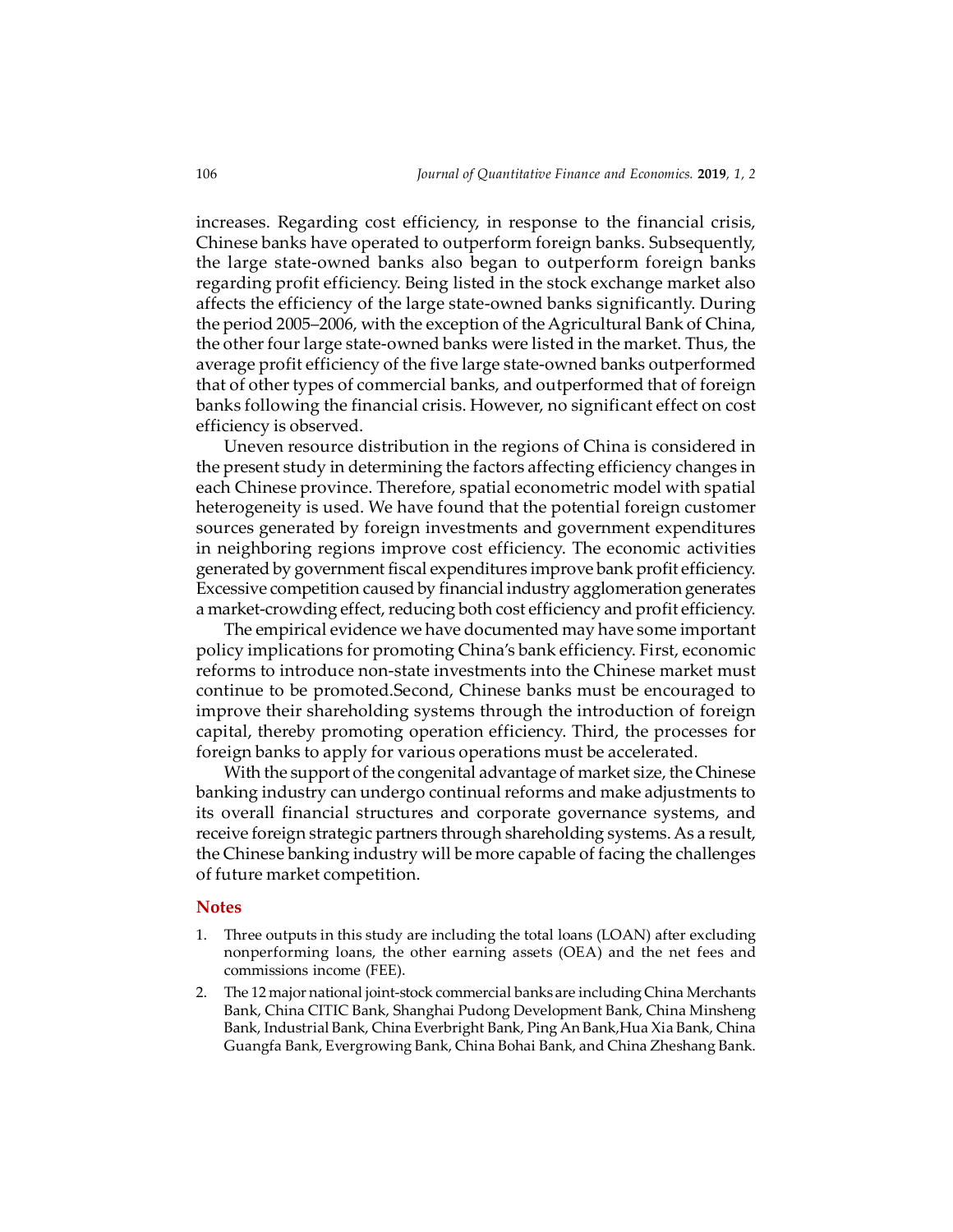increases. Regarding cost efficiency, in response to the financial crisis, Chinese banks have operated to outperform foreign banks. Subsequently, the large state-owned banks also began to outperform foreign banks regarding profit efficiency. Being listed in the stock exchange market also affects the efficiency of the large state-owned banks significantly. During the period 2005–2006, with the exception of the Agricultural Bank of China, the other four large state-owned banks were listed in the market. Thus, the average profit efficiency of the five large state-owned banks outperformed that of other types of commercial banks, and outperformed that of foreign banks following the financial crisis. However, no significant effect on cost efficiency is observed.

Uneven resource distribution in the regions of China is considered in the present study in determining the factors affecting efficiency changes in each Chinese province. Therefore, spatial econometric model with spatial heterogeneity is used. We have found that the potential foreign customer sources generated by foreign investments and government expenditures in neighboring regions improve cost efficiency. The economic activities generated by government fiscal expenditures improve bank profit efficiency. Excessive competition caused by financial industry agglomeration generates a market-crowding effect, reducing both cost efficiency and profit efficiency.

The empirical evidence we have documented may have some important policy implications for promoting China's bank efficiency. First, economic reforms to introduce non-state investments into the Chinese market must continue to be promoted.Second, Chinese banks must be encouraged to improve their shareholding systems through the introduction of foreign capital, thereby promoting operation efficiency. Third, the processes for foreign banks to apply for various operations must be accelerated.

With the support of the congenital advantage of market size, the Chinese banking industry can undergo continual reforms and make adjustments to its overall financial structures and corporate governance systems, and receive foreign strategic partners through shareholding systems. As a result, the Chinese banking industry will be more capable of facing the challenges of future market competition.

## Notes

1. Three outputs in this study are including the total loans (LOAN) after excluding nonperforming loans, the other earning assets (OEA) and the net fees and commissions income (FEE).
2. The 12 major national joint-stock commercial banks are including China Merchants Bank, China CITIC Bank, Shanghai Pudong Development Bank, China Minsheng Bank, Industrial Bank, China Everbright Bank, Ping An Bank,Hua Xia Bank, China Guangfa Bank, Evergrowing Bank, China Bohai Bank, and China Zheshang Bank.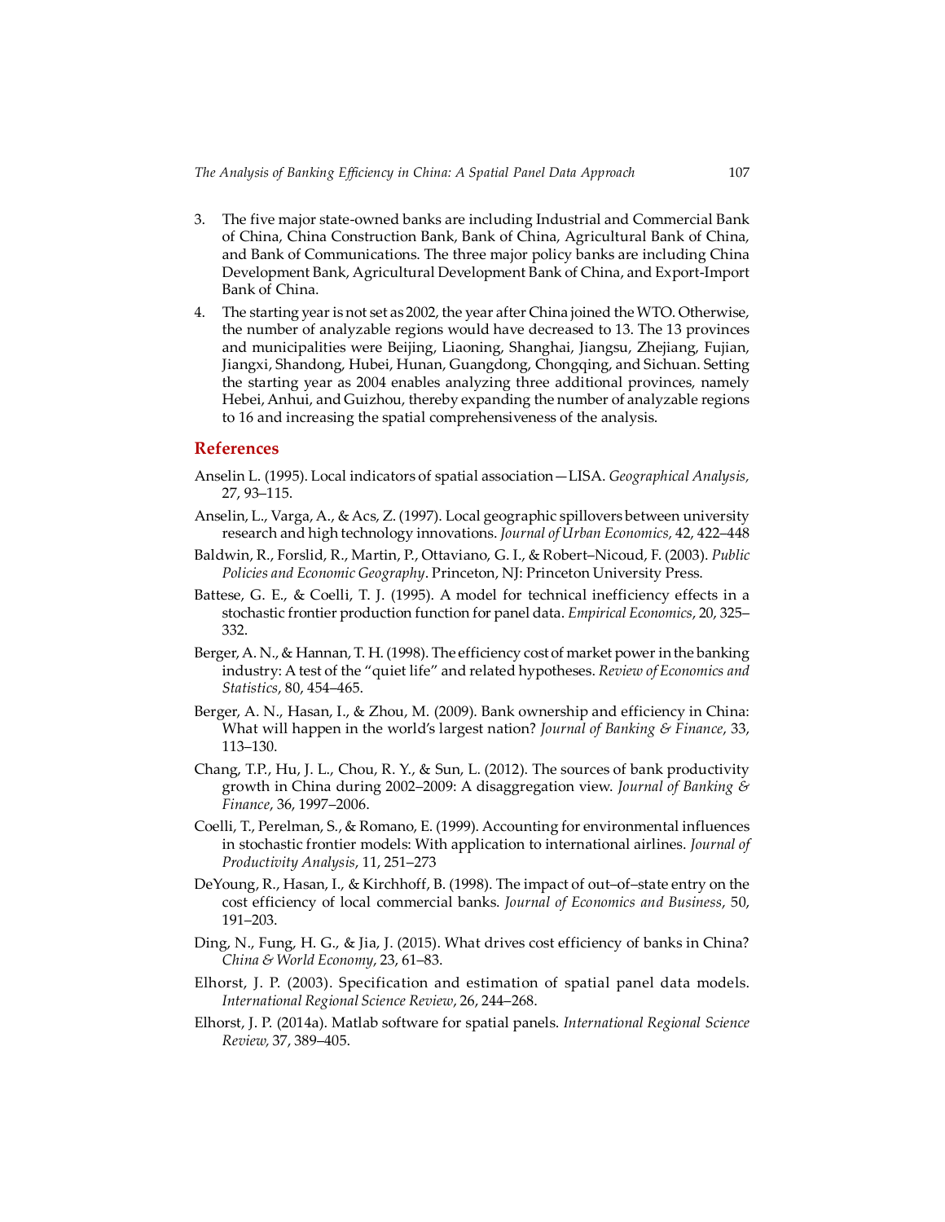3. The five major state-owned banks are including Industrial and Commercial Bank of China, China Construction Bank, Bank of China, Agricultural Bank of China, and Bank of Communications. The three major policy banks are including China Development Bank, Agricultural Development Bank of China, and Export-Import Bank of China.
4. The starting year is not set as 2002, the year after China joined the WTO. Otherwise, the number of analyzable regions would have decreased to 13. The 13 provinces and municipalities were Beijing, Liaoning, Shanghai, Jiangsu, Zhejiang, Fujian, Jiangxi, Shandong, Hubei, Hunan, Guangdong, Chongqing, and Sichuan. Setting the starting year as 2004 enables analyzing three additional provinces, namely Hebei, Anhui, and Guizhou, thereby expanding the number of analyzable regions to 16 and increasing the spatial comprehensiveness of the analysis.

## References

Anselin L. (1995). Local indicators of spatial association—LISA. *Geographical Analysis,* 27, 93–115.

Anselin, L., Varga, A., & Acs, Z. (1997). Local geographic spillovers between university research and high technology innovations. *Journal of Urban Economics,* 42, 422–448

Baldwin, R., Forslid, R., Martin, P., Ottaviano, G. I., & Robert–Nicoud, F. (2003). *Public Policies and Economic Geography*. Princeton, NJ: Princeton University Press.

Battese, G. E., & Coelli, T. J. (1995). A model for technical inefficiency effects in a stochastic frontier production function for panel data. *Empirical Economics*, 20, 325–332.

Berger, A. N., & Hannan, T. H. (1998). The efficiency cost of market power in the banking industry: A test of the "quiet life" and related hypotheses. *Review of Economics and Statistics*, 80, 454–465.

Berger, A. N., Hasan, I., & Zhou, M. (2009). Bank ownership and efficiency in China: What will happen in the world's largest nation? *Journal of Banking & Finance*, 33, 113–130.

Chang, T.P., Hu, J. L., Chou, R. Y., & Sun, L. (2012). The sources of bank productivity growth in China during 2002–2009: A disaggregation view. *Journal of Banking & Finance*, 36, 1997–2006.

Coelli, T., Perelman, S., & Romano, E. (1999). Accounting for environmental influences in stochastic frontier models: With application to international airlines. *Journal of Productivity Analysis*, 11, 251–273

DeYoung, R., Hasan, I., & Kirchhoff, B. (1998). The impact of out–of–state entry on the cost efficiency of local commercial banks. *Journal of Economics and Business*, 50, 191–203.

Ding, N., Fung, H. G., & Jia, J. (2015). What drives cost efficiency of banks in China? *China & World Economy*, 23, 61–83.

Elhorst, J. P. (2003). Specification and estimation of spatial panel data models. *International Regional Science Review*, 26, 244–268.

Elhorst, J. P. (2014a). Matlab software for spatial panels. *International Regional Science Review,* 37, 389–405.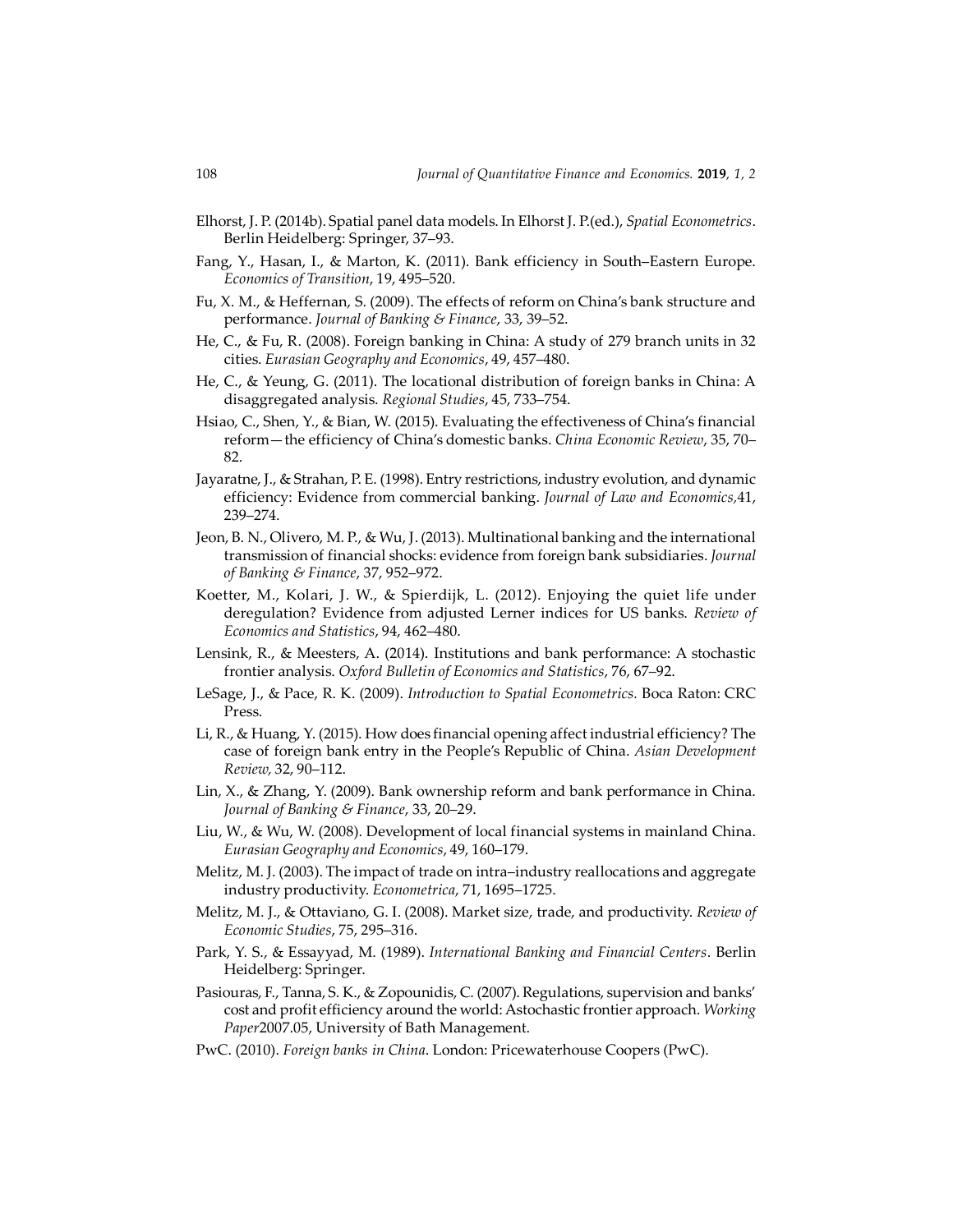Elhorst, J. P. (2014b). Spatial panel data models. In Elhorst J. P.(ed.), *Spatial Econometrics*. Berlin Heidelberg: Springer, 37–93.

Fang, Y., Hasan, I., & Marton, K. (2011). Bank efficiency in South–Eastern Europe. *Economics of Transition*, 19, 495–520.

Fu, X. M., & Heffernan, S. (2009). The effects of reform on China's bank structure and performance. *Journal of Banking & Finance*, 33, 39–52.

He, C., & Fu, R. (2008). Foreign banking in China: A study of 279 branch units in 32 cities. *Eurasian Geography and Economics*, 49, 457–480.

He, C., & Yeung, G. (2011). The locational distribution of foreign banks in China: A disaggregated analysis. *Regional Studies*, 45, 733–754.

Hsiao, C., Shen, Y., & Bian, W. (2015). Evaluating the effectiveness of China's financial reform—the efficiency of China's domestic banks. *China Economic Review*, 35, 70–82.

Jayaratne, J., & Strahan, P. E. (1998). Entry restrictions, industry evolution, and dynamic efficiency: Evidence from commercial banking. *Journal of Law and Economics*,41, 239–274.

Jeon, B. N., Olivero, M. P., & Wu, J. (2013). Multinational banking and the international transmission of financial shocks: evidence from foreign bank subsidiaries. *Journal of Banking & Finance*, 37, 952–972.

Koetter, M., Kolari, J. W., & Spierdijk, L. (2012). Enjoying the quiet life under deregulation? Evidence from adjusted Lerner indices for US banks. *Review of Economics and Statistics*, 94, 462–480.

Lensink, R., & Meesters, A. (2014). Institutions and bank performance: A stochastic frontier analysis. *Oxford Bulletin of Economics and Statistics*, 76, 67–92.

LeSage, J., & Pace, R. K. (2009). *Introduction to Spatial Econometrics.* Boca Raton: CRC Press.

Li, R., & Huang, Y. (2015). How does financial opening affect industrial efficiency? The case of foreign bank entry in the People's Republic of China. *Asian Development Review,* 32, 90–112.

Lin, X., & Zhang, Y. (2009). Bank ownership reform and bank performance in China. *Journal of Banking & Finance*, 33, 20–29.

Liu, W., & Wu, W. (2008). Development of local financial systems in mainland China. *Eurasian Geography and Economics*, 49, 160–179.

Melitz, M. J. (2003). The impact of trade on intra–industry reallocations and aggregate industry productivity. *Econometrica*, 71, 1695–1725.

Melitz, M. J., & Ottaviano, G. I. (2008). Market size, trade, and productivity. *Review of Economic Studies*, 75, 295–316.

Park, Y. S., & Essayyad, M. (1989). *International Banking and Financial Centers*. Berlin Heidelberg: Springer.

Pasiouras, F., Tanna, S. K., & Zopounidis, C. (2007). Regulations, supervision and banks' cost and profit efficiency around the world: Astochastic frontier approach. *Working Paper*2007.05, University of Bath Management.

PwC. (2010). *Foreign banks in China*. London: Pricewaterhouse Coopers (PwC).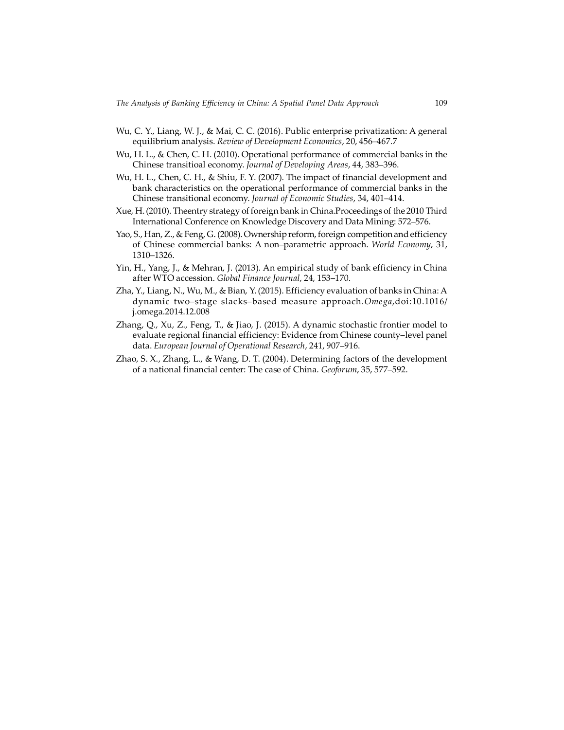Wu, C. Y., Liang, W. J., & Mai, C. C. (2016). Public enterprise privatization: A general equilibrium analysis. *Review of Development Economics*, 20, 456–467.7

Wu, H. L., & Chen, C. H. (2010). Operational performance of commercial banks in the Chinese transitioal economy. *Journal of Developing Areas*, 44, 383–396.

Wu, H. L., Chen, C. H., & Shiu, F. Y. (2007). The impact of financial development and bank characteristics on the operational performance of commercial banks in the Chinese transitional economy. *Journal of Economic Studies*, 34, 401–414.

Xue, H. (2010). Theentry strategy of foreign bank in China.Proceedings of the 2010 Third International Conference on Knowledge Discovery and Data Mining: 572–576.

Yao, S., Han, Z., & Feng, G. (2008). Ownership reform, foreign competition and efficiency of Chinese commercial banks: A non–parametric approach. *World Economy*, 31, 1310–1326.

Yin, H., Yang, J., & Mehran, J. (2013). An empirical study of bank efficiency in China after WTO accession. *Global Finance Journal*, 24, 153–170.

Zha, Y., Liang, N., Wu, M., & Bian, Y. (2015). Efficiency evaluation of banks in China: A dynamic two–stage slacks–based measure approach.*Omega*,doi:10.1016/j.omega.2014.12.008

Zhang, Q., Xu, Z., Feng, T., & Jiao, J. (2015). A dynamic stochastic frontier model to evaluate regional financial efficiency: Evidence from Chinese county–level panel data. *European Journal of Operational Research*, 241, 907–916.

Zhao, S. X., Zhang, L., & Wang, D. T. (2004). Determining factors of the development of a national financial center: The case of China. *Geoforum*, 35, 577–592.